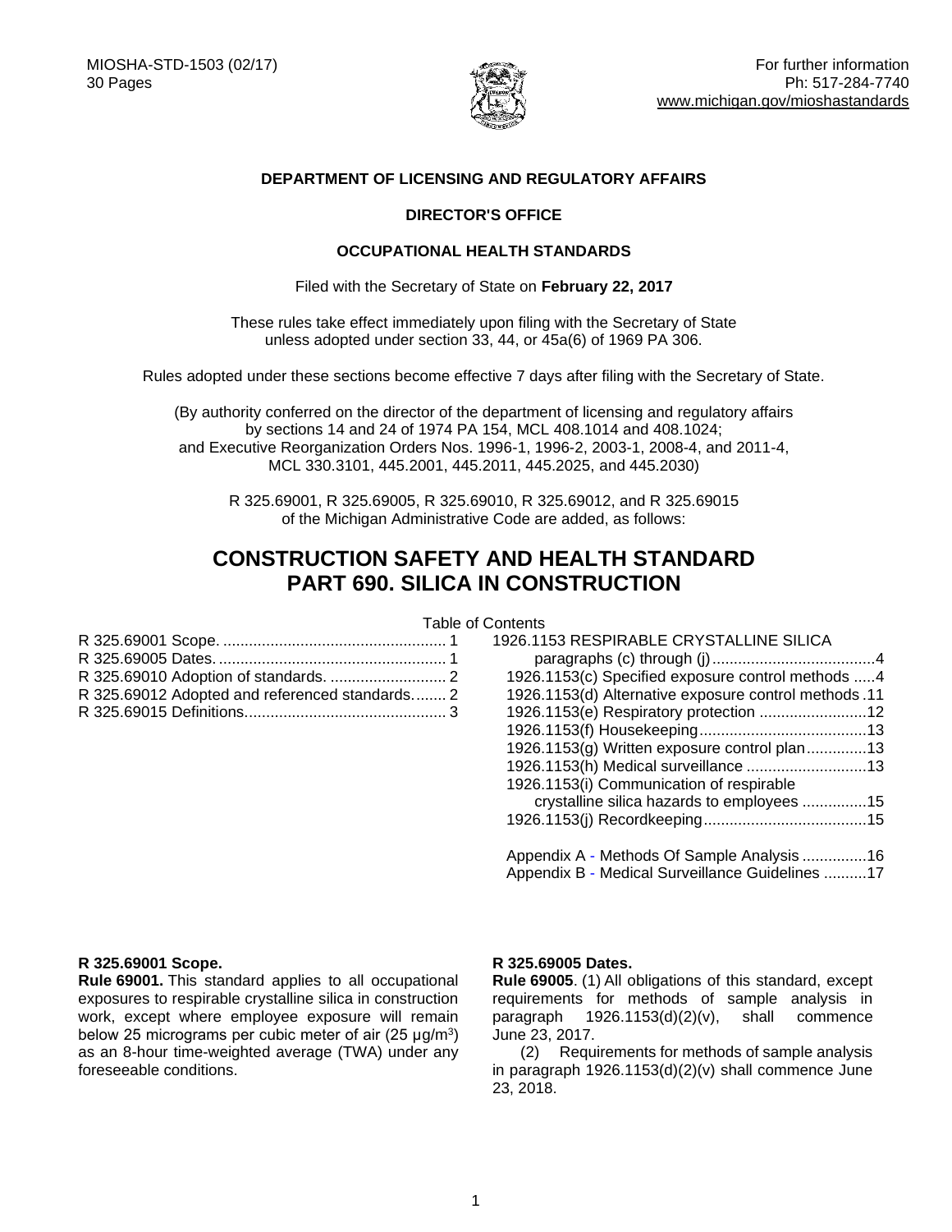MIOSHA-STD-1503 (02/17)
30 Pages

For further information
Ph: 517-284-7740
www.michigan.gov/mioshastandards

**DEPARTMENT OF LICENSING AND REGULATORY AFFAIRS**

**DIRECTOR'S OFFICE**

**OCCUPATIONAL HEALTH STANDARDS**

Filed with the Secretary of State on **February 22, 2017**

These rules take effect immediately upon filing with the Secretary of State unless adopted under section 33, 44, or 45a(6) of 1969 PA 306.

Rules adopted under these sections become effective 7 days after filing with the Secretary of State.

(By authority conferred on the director of the department of licensing and regulatory affairs by sections 14 and 24 of 1974 PA 154, MCL 408.1014 and 408.1024; and Executive Reorganization Orders Nos. 1996-1, 1996-2, 2003-1, 2008-4, and 2011-4, MCL 330.3101, 445.2001, 445.2011, 445.2025, and 445.2030)

R 325.69001, R 325.69005, R 325.69010, R 325.69012, and R 325.69015 of the Michigan Administrative Code are added, as follows:

# CONSTRUCTION SAFETY AND HEALTH STANDARD PART 690. SILICA IN CONSTRUCTION

Table of Contents

R 325.69001 Scope. .................................................... 1
R 325.69005 Dates. ..................................................... 1
R 325.69010 Adoption of standards. ........................... 2
R 325.69012 Adopted and referenced standards........ 2
R 325.69015 Definitions.............................................. 3

1926.1153 RESPIRABLE CRYSTALLINE SILICA paragraphs (c) through (j)......................................4
- 1926.1153(c) Specified exposure control methods .....4
- 1926.1153(d) Alternative exposure control methods .11
- 1926.1153(e) Respiratory protection .........................12
- 1926.1153(f) Housekeeping.......................................13
- 1926.1153(g) Written exposure control plan..............13
- 1926.1153(h) Medical surveillance ............................13
- 1926.1153(i) Communication of respirable crystalline silica hazards to employees ...............15
- 1926.1153(j) Recordkeeping......................................15

Appendix A - Methods Of Sample Analysis ...............16
Appendix B - Medical Surveillance Guidelines ..........17

**R 325.69001 Scope.**

**Rule 69001.** This standard applies to all occupational exposures to respirable crystalline silica in construction work, except where employee exposure will remain below 25 micrograms per cubic meter of air (25 μg/m$^3$) as an 8-hour time-weighted average (TWA) under any foreseeable conditions.

**R 325.69005 Dates.**

**Rule 69005**. (1) All obligations of this standard, except requirements for methods of sample analysis in paragraph 1926.1153(d)(2)(v), shall commence June 23, 2017.

(2) Requirements for methods of sample analysis in paragraph 1926.1153(d)(2)(v) shall commence June 23, 2018.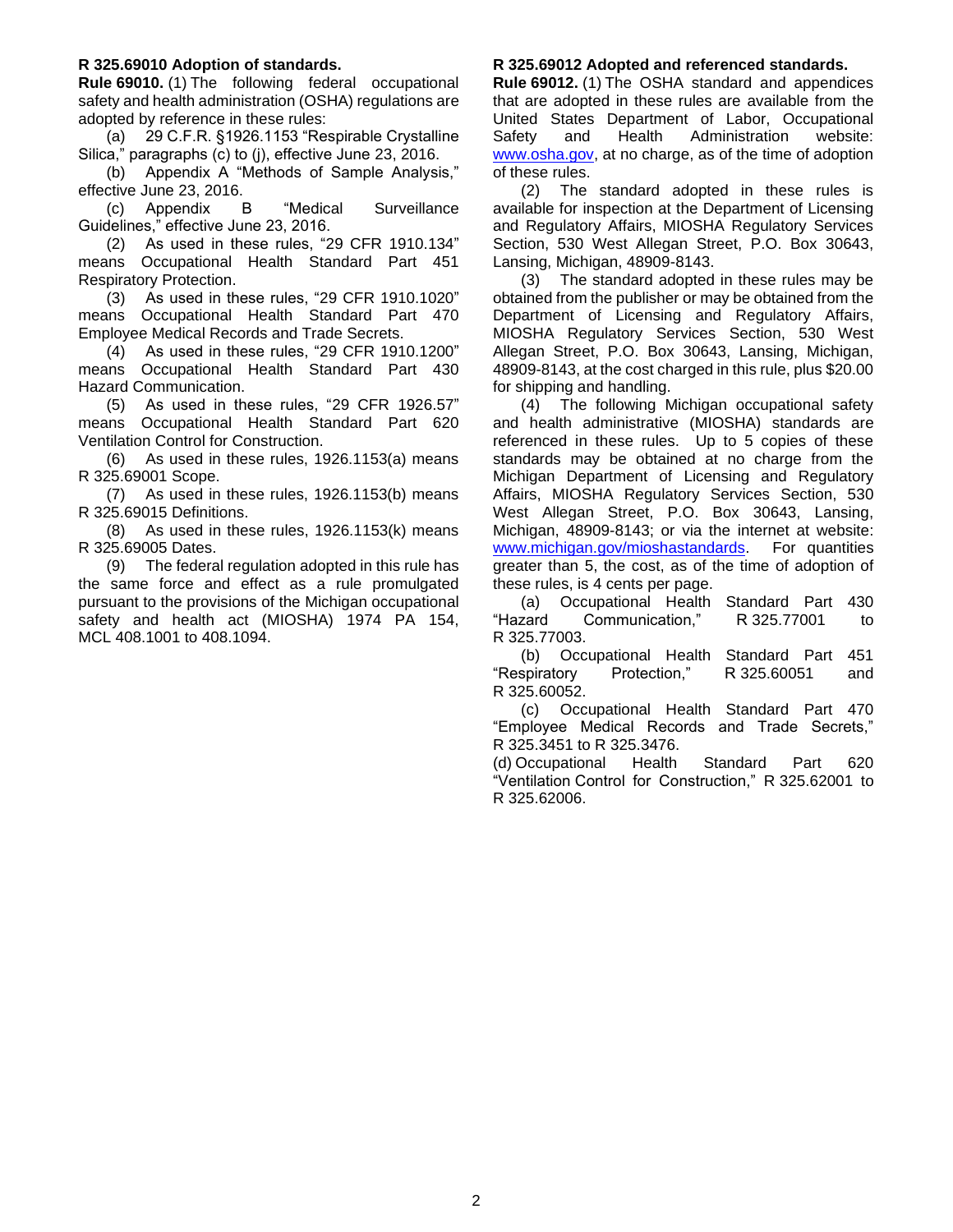**R 325.69010 Adoption of standards.**

**Rule 69010.** (1) The following federal occupational safety and health administration (OSHA) regulations are adopted by reference in these rules:

(a) 29 C.F.R. §1926.1153 "Respirable Crystalline Silica," paragraphs (c) to (j), effective June 23, 2016.

(b) Appendix A "Methods of Sample Analysis," effective June 23, 2016.

(c) Appendix B "Medical Surveillance Guidelines," effective June 23, 2016.

(2) As used in these rules, "29 CFR 1910.134" means Occupational Health Standard Part 451 Respiratory Protection.

(3) As used in these rules, "29 CFR 1910.1020" means Occupational Health Standard Part 470 Employee Medical Records and Trade Secrets.

(4) As used in these rules, "29 CFR 1910.1200" means Occupational Health Standard Part 430 Hazard Communication.

(5) As used in these rules, "29 CFR 1926.57" means Occupational Health Standard Part 620 Ventilation Control for Construction.

(6) As used in these rules, 1926.1153(a) means R 325.69001 Scope.

(7) As used in these rules, 1926.1153(b) means R 325.69015 Definitions.

(8) As used in these rules, 1926.1153(k) means R 325.69005 Dates.

(9) The federal regulation adopted in this rule has the same force and effect as a rule promulgated pursuant to the provisions of the Michigan occupational safety and health act (MIOSHA) 1974 PA 154, MCL 408.1001 to 408.1094.

**R 325.69012 Adopted and referenced standards.**

**Rule 69012.** (1) The OSHA standard and appendices that are adopted in these rules are available from the United States Department of Labor, Occupational Safety and Health Administration website: www.osha.gov, at no charge, as of the time of adoption of these rules.

(2) The standard adopted in these rules is available for inspection at the Department of Licensing and Regulatory Affairs, MIOSHA Regulatory Services Section, 530 West Allegan Street, P.O. Box 30643, Lansing, Michigan, 48909-8143.

(3) The standard adopted in these rules may be obtained from the publisher or may be obtained from the Department of Licensing and Regulatory Affairs, MIOSHA Regulatory Services Section, 530 West Allegan Street, P.O. Box 30643, Lansing, Michigan, 48909-8143, at the cost charged in this rule, plus $20.00 for shipping and handling.

(4) The following Michigan occupational safety and health administrative (MIOSHA) standards are referenced in these rules. Up to 5 copies of these standards may be obtained at no charge from the Michigan Department of Licensing and Regulatory Affairs, MIOSHA Regulatory Services Section, 530 West Allegan Street, P.O. Box 30643, Lansing, Michigan, 48909-8143; or via the internet at website: www.michigan.gov/mioshastandards. For quantities greater than 5, the cost, as of the time of adoption of these rules, is 4 cents per page.

(a) Occupational Health Standard Part 430 "Hazard Communication," R 325.77001 to R 325.77003.

(b) Occupational Health Standard Part 451 "Respiratory Protection," R 325.60051 and R 325.60052.

(c) Occupational Health Standard Part 470 "Employee Medical Records and Trade Secrets," R 325.3451 to R 325.3476.

(d) Occupational Health Standard Part 620 "Ventilation Control for Construction," R 325.62001 to R 325.62006.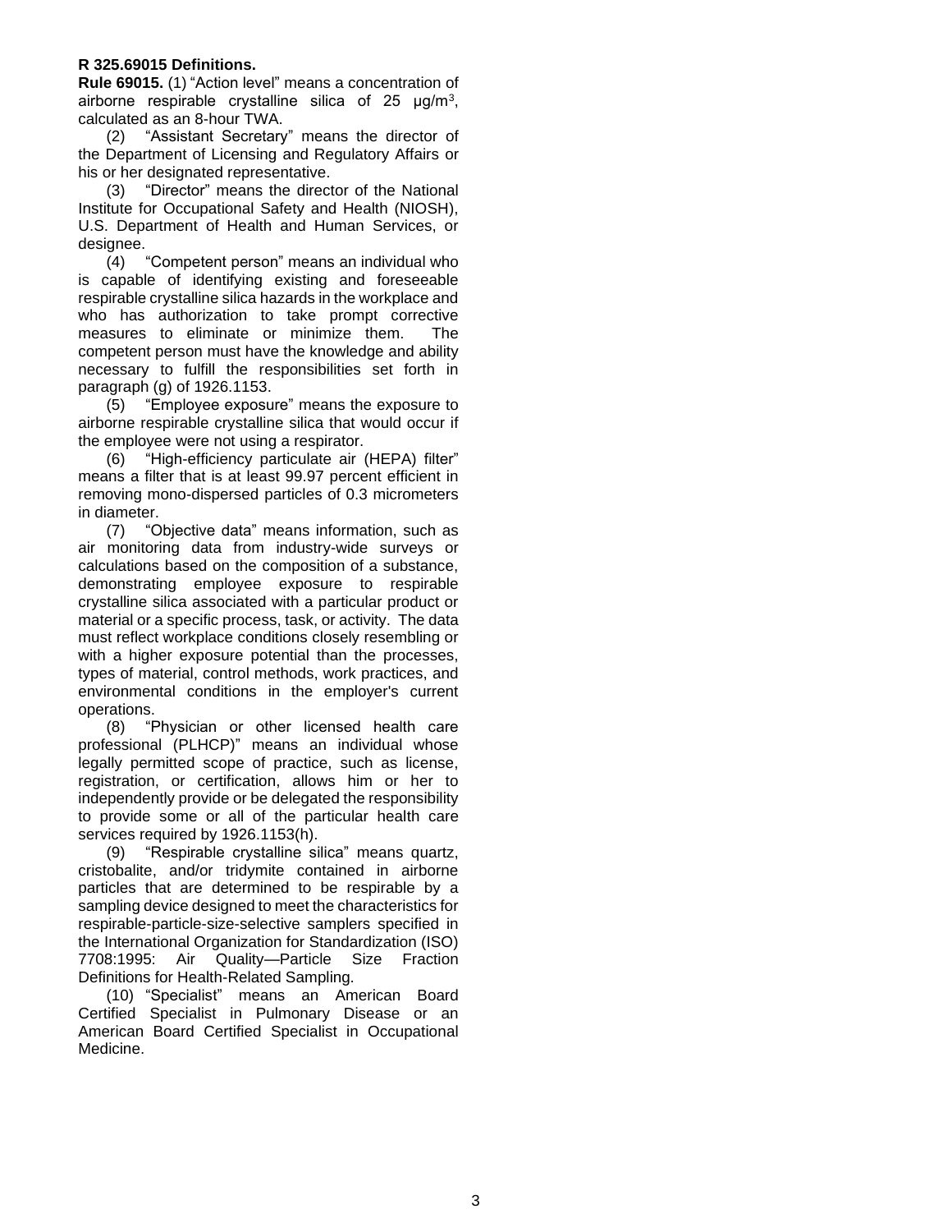**R 325.69015 Definitions.**

**Rule 69015.** (1) "Action level" means a concentration of airborne respirable crystalline silica of 25 μg/m$^3$, calculated as an 8-hour TWA.

(2) "Assistant Secretary" means the director of the Department of Licensing and Regulatory Affairs or his or her designated representative.

(3) "Director" means the director of the National Institute for Occupational Safety and Health (NIOSH), U.S. Department of Health and Human Services, or designee.

(4) "Competent person" means an individual who is capable of identifying existing and foreseeable respirable crystalline silica hazards in the workplace and who has authorization to take prompt corrective measures to eliminate or minimize them. The competent person must have the knowledge and ability necessary to fulfill the responsibilities set forth in paragraph (g) of 1926.1153.

(5) "Employee exposure" means the exposure to airborne respirable crystalline silica that would occur if the employee were not using a respirator.

(6) "High-efficiency particulate air (HEPA) filter" means a filter that is at least 99.97 percent efficient in removing mono-dispersed particles of 0.3 micrometers in diameter.

(7) "Objective data" means information, such as air monitoring data from industry-wide surveys or calculations based on the composition of a substance, demonstrating employee exposure to respirable crystalline silica associated with a particular product or material or a specific process, task, or activity. The data must reflect workplace conditions closely resembling or with a higher exposure potential than the processes, types of material, control methods, work practices, and environmental conditions in the employer's current operations.

(8) "Physician or other licensed health care professional (PLHCP)" means an individual whose legally permitted scope of practice, such as license, registration, or certification, allows him or her to independently provide or be delegated the responsibility to provide some or all of the particular health care services required by 1926.1153(h).

(9) "Respirable crystalline silica" means quartz, cristobalite, and/or tridymite contained in airborne particles that are determined to be respirable by a sampling device designed to meet the characteristics for respirable-particle-size-selective samplers specified in the International Organization for Standardization (ISO) 7708:1995: Air Quality—Particle Size Fraction Definitions for Health-Related Sampling.

(10) "Specialist" means an American Board Certified Specialist in Pulmonary Disease or an American Board Certified Specialist in Occupational Medicine.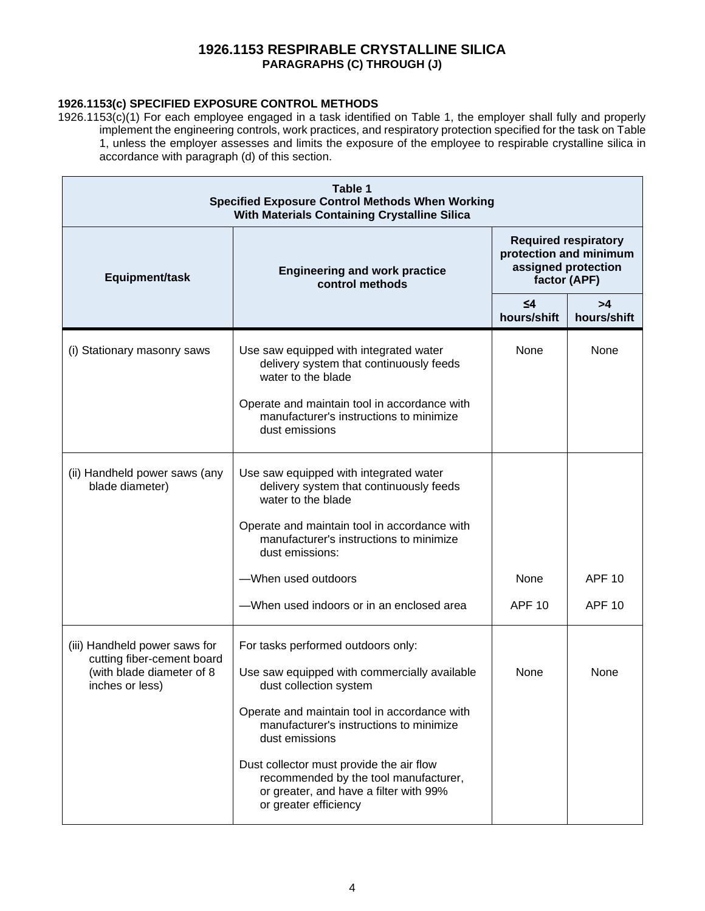# 1926.1153 RESPIRABLE CRYSTALLINE SILICA

## PARAGRAPHS (C) THROUGH (J)

### 1926.1153(c) SPECIFIED EXPOSURE CONTROL METHODS

1926.1153(c)(1) For each employee engaged in a task identified on Table 1, the employer shall fully and properly implement the engineering controls, work practices, and respiratory protection specified for the task on Table 1, unless the employer assesses and limits the exposure of the employee to respirable crystalline silica in accordance with paragraph (d) of this section.

**Table 1**
**Specified Exposure Control Methods When Working With Materials Containing Crystalline Silica**

| Equipment/task | Engineering and work practice control methods | Required respiratory protection and minimum assigned protection factor (APF) | |
|---|---|---|---|
| | | ≤4 hours/shift | >4 hours/shift |
| (i) Stationary masonry saws | Use saw equipped with integrated water delivery system that continuously feeds water to the blade<br><br>Operate and maintain tool in accordance with manufacturer's instructions to minimize dust emissions | None | None |
| (ii) Handheld power saws (any blade diameter) | Use saw equipped with integrated water delivery system that continuously feeds water to the blade<br><br>Operate and maintain tool in accordance with manufacturer's instructions to minimize dust emissions: | | |
| | —When used outdoors | None | APF 10 |
| | —When used indoors or in an enclosed area | APF 10 | APF 10 |
| (iii) Handheld power saws for cutting fiber-cement board (with blade diameter of 8 inches or less) | For tasks performed outdoors only:<br><br>Use saw equipped with commercially available dust collection system<br><br>Operate and maintain tool in accordance with manufacturer's instructions to minimize dust emissions<br><br>Dust collector must provide the air flow recommended by the tool manufacturer, or greater, and have a filter with 99% or greater efficiency | None | None |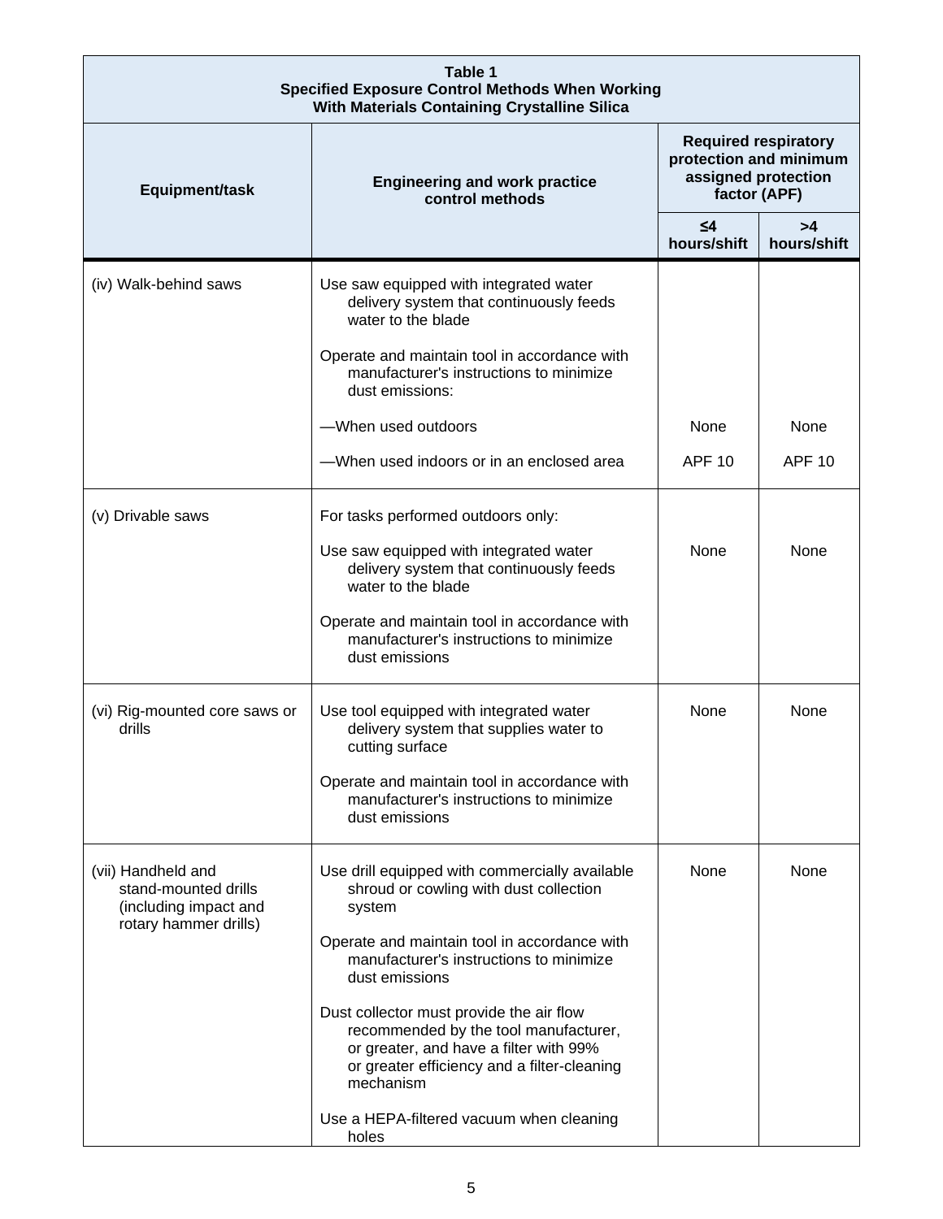| Table 1<br>Specified Exposure Control Methods When Working With Materials Containing Crystalline Silica | | | |
|---|---|---|---|
| **Equipment/task** | **Engineering and work practice control methods** | **Required respiratory protection and minimum assigned protection factor (APF)** | |
| | | **≤4 hours/shift** | **>4 hours/shift** |
| (iv) Walk-behind saws | Use saw equipped with integrated water delivery system that continuously feeds water to the blade<br><br>Operate and maintain tool in accordance with manufacturer's instructions to minimize dust emissions: | | |
| | —When used outdoors | None | None |
| | —When used indoors or in an enclosed area | APF 10 | APF 10 |
| (v) Drivable saws | For tasks performed outdoors only:<br><br>Use saw equipped with integrated water delivery system that continuously feeds water to the blade<br><br>Operate and maintain tool in accordance with manufacturer's instructions to minimize dust emissions | None | None |
| (vi) Rig-mounted core saws or drills | Use tool equipped with integrated water delivery system that supplies water to cutting surface<br><br>Operate and maintain tool in accordance with manufacturer's instructions to minimize dust emissions | None | None |
| (vii) Handheld and stand-mounted drills (including impact and rotary hammer drills) | Use drill equipped with commercially available shroud or cowling with dust collection system<br><br>Operate and maintain tool in accordance with manufacturer's instructions to minimize dust emissions<br><br>Dust collector must provide the air flow recommended by the tool manufacturer, or greater, and have a filter with 99% or greater efficiency and a filter-cleaning mechanism<br><br>Use a HEPA-filtered vacuum when cleaning holes | None | None |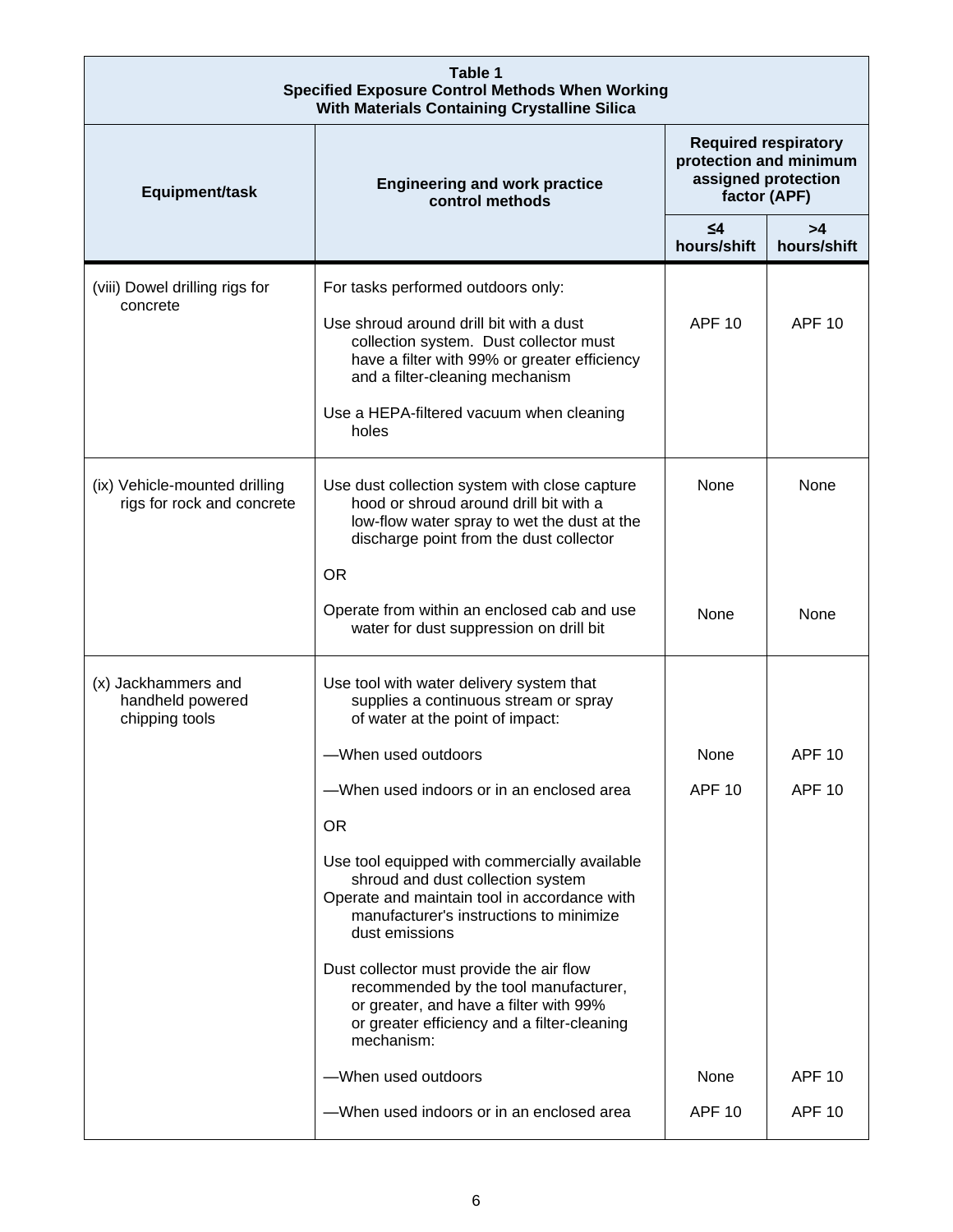| Table 1<br>Specified Exposure Control Methods When Working With Materials Containing Crystalline Silica | | | |
|---|---|---|---|
| **Equipment/task** | **Engineering and work practice control methods** | **Required respiratory protection and minimum assigned protection factor (APF)** | |
| | | **≤4 hours/shift** | **>4 hours/shift** |
| (viii) Dowel drilling rigs for concrete | For tasks performed outdoors only:<br><br>Use shroud around drill bit with a dust collection system. Dust collector must have a filter with 99% or greater efficiency and a filter-cleaning mechanism<br><br>Use a HEPA-filtered vacuum when cleaning holes | APF 10 | APF 10 |
| (ix) Vehicle-mounted drilling rigs for rock and concrete | Use dust collection system with close capture hood or shroud around drill bit with a low-flow water spray to wet the dust at the discharge point from the dust collector | None | None |
| | OR | | |
| | Operate from within an enclosed cab and use water for dust suppression on drill bit | None | None |
| (x) Jackhammers and handheld powered chipping tools | Use tool with water delivery system that supplies a continuous stream or spray of water at the point of impact: | | |
| | —When used outdoors | None | APF 10 |
| | —When used indoors or in an enclosed area | APF 10 | APF 10 |
| | OR | | |
| | Use tool equipped with commercially available shroud and dust collection system<br>Operate and maintain tool in accordance with manufacturer's instructions to minimize dust emissions<br><br>Dust collector must provide the air flow recommended by the tool manufacturer, or greater, and have a filter with 99% or greater efficiency and a filter-cleaning mechanism: | | |
| | —When used outdoors | None | APF 10 |
| | —When used indoors or in an enclosed area | APF 10 | APF 10 |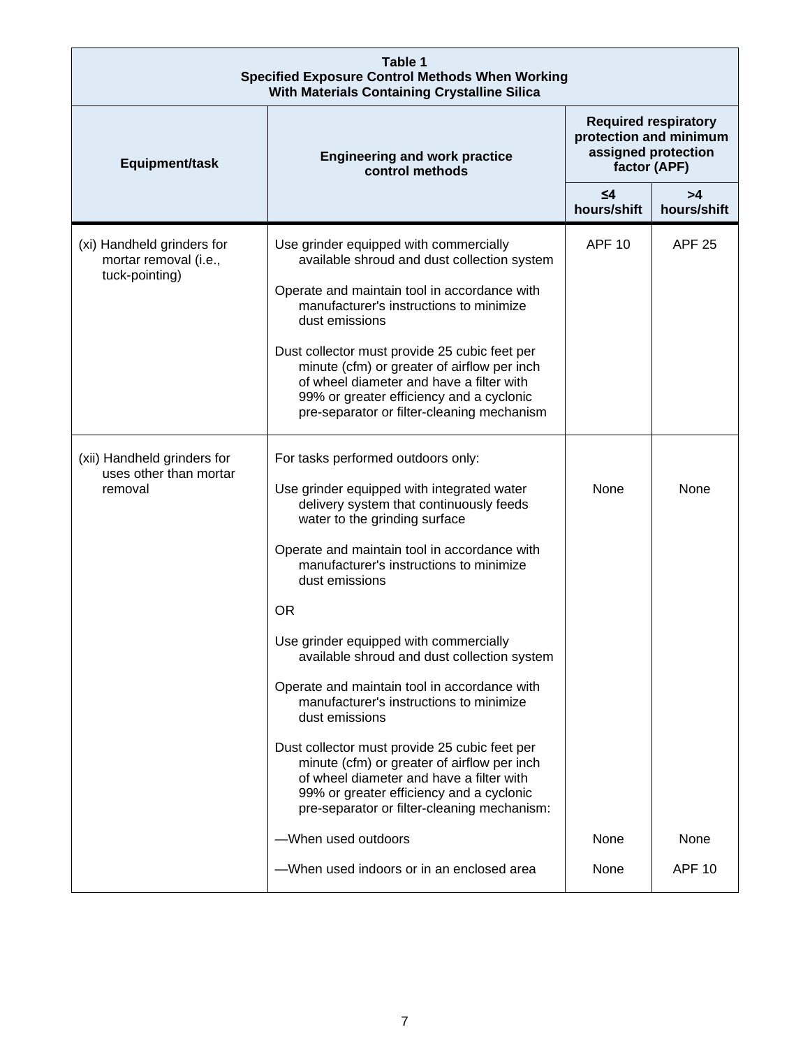**Table 1**
**Specified Exposure Control Methods When Working With Materials Containing Crystalline Silica**

| Equipment/task | Engineering and work practice control methods | Required respiratory protection and minimum assigned protection factor (APF) | |
|---|---|---|---|
| | | ≤4 hours/shift | >4 hours/shift |
| (xi) Handheld grinders for mortar removal (i.e., tuck-pointing) | Use grinder equipped with commercially available shroud and dust collection system<br><br>Operate and maintain tool in accordance with manufacturer's instructions to minimize dust emissions<br><br>Dust collector must provide 25 cubic feet per minute (cfm) or greater of airflow per inch of wheel diameter and have a filter with 99% or greater efficiency and a cyclonic pre-separator or filter-cleaning mechanism | APF 10 | APF 25 |
| (xii) Handheld grinders for uses other than mortar removal | For tasks performed outdoors only: | | |
| | Use grinder equipped with integrated water delivery system that continuously feeds water to the grinding surface<br><br>Operate and maintain tool in accordance with manufacturer's instructions to minimize dust emissions | None | None |
| | OR | | |
| | Use grinder equipped with commercially available shroud and dust collection system<br><br>Operate and maintain tool in accordance with manufacturer's instructions to minimize dust emissions<br><br>Dust collector must provide 25 cubic feet per minute (cfm) or greater of airflow per inch of wheel diameter and have a filter with 99% or greater efficiency and a cyclonic pre-separator or filter-cleaning mechanism: | | |
| | —When used outdoors | None | None |
| | —When used indoors or in an enclosed area | None | APF 10 |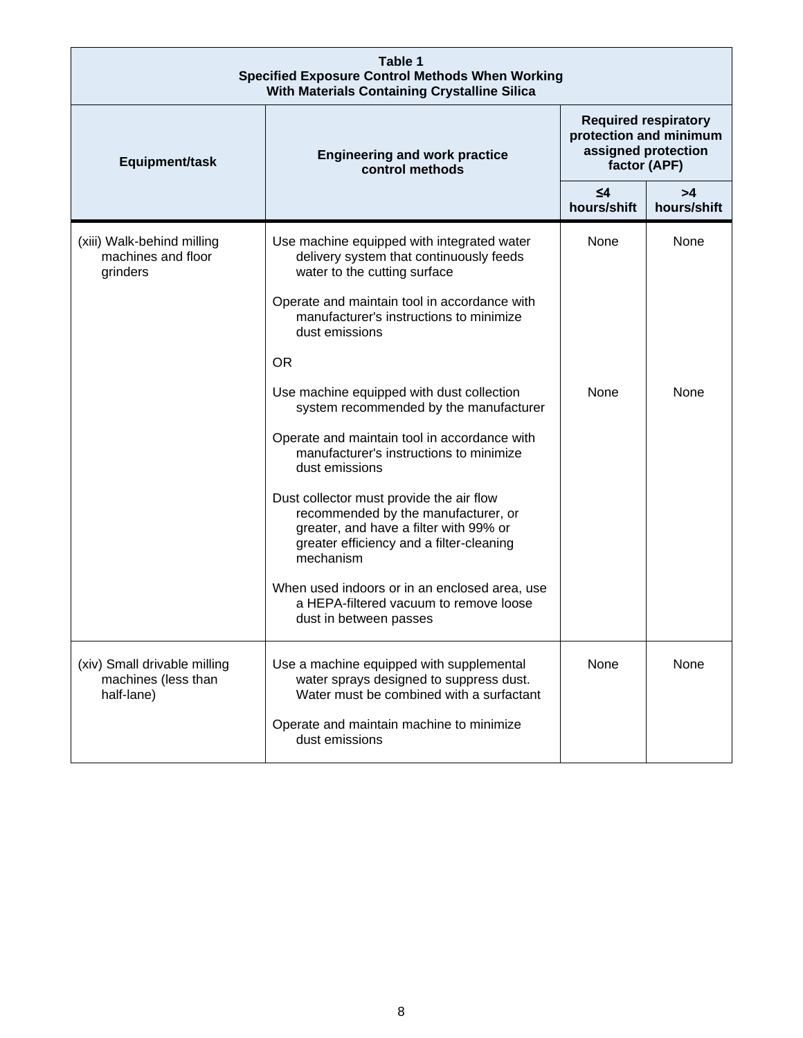| Table 1<br>Specified Exposure Control Methods When Working<br>With Materials Containing Crystalline Silica | | | |
|---|---|---|---|
| Equipment/task | Engineering and work practice control methods | Required respiratory protection and minimum assigned protection factor (APF) | |
| | | ≤4 hours/shift | >4 hours/shift |
| (xiii) Walk-behind milling machines and floor grinders | Use machine equipped with integrated water delivery system that continuously feeds water to the cutting surface<br><br>Operate and maintain tool in accordance with manufacturer's instructions to minimize dust emissions | None | None |
| | OR | | |
| | Use machine equipped with dust collection system recommended by the manufacturer<br><br>Operate and maintain tool in accordance with manufacturer's instructions to minimize dust emissions<br><br>Dust collector must provide the air flow recommended by the manufacturer, or greater, and have a filter with 99% or greater efficiency and a filter-cleaning mechanism<br><br>When used indoors or in an enclosed area, use a HEPA-filtered vacuum to remove loose dust in between passes | None | None |
| (xiv) Small drivable milling machines (less than half-lane) | Use a machine equipped with supplemental water sprays designed to suppress dust. Water must be combined with a surfactant<br><br>Operate and maintain machine to minimize dust emissions | None | None |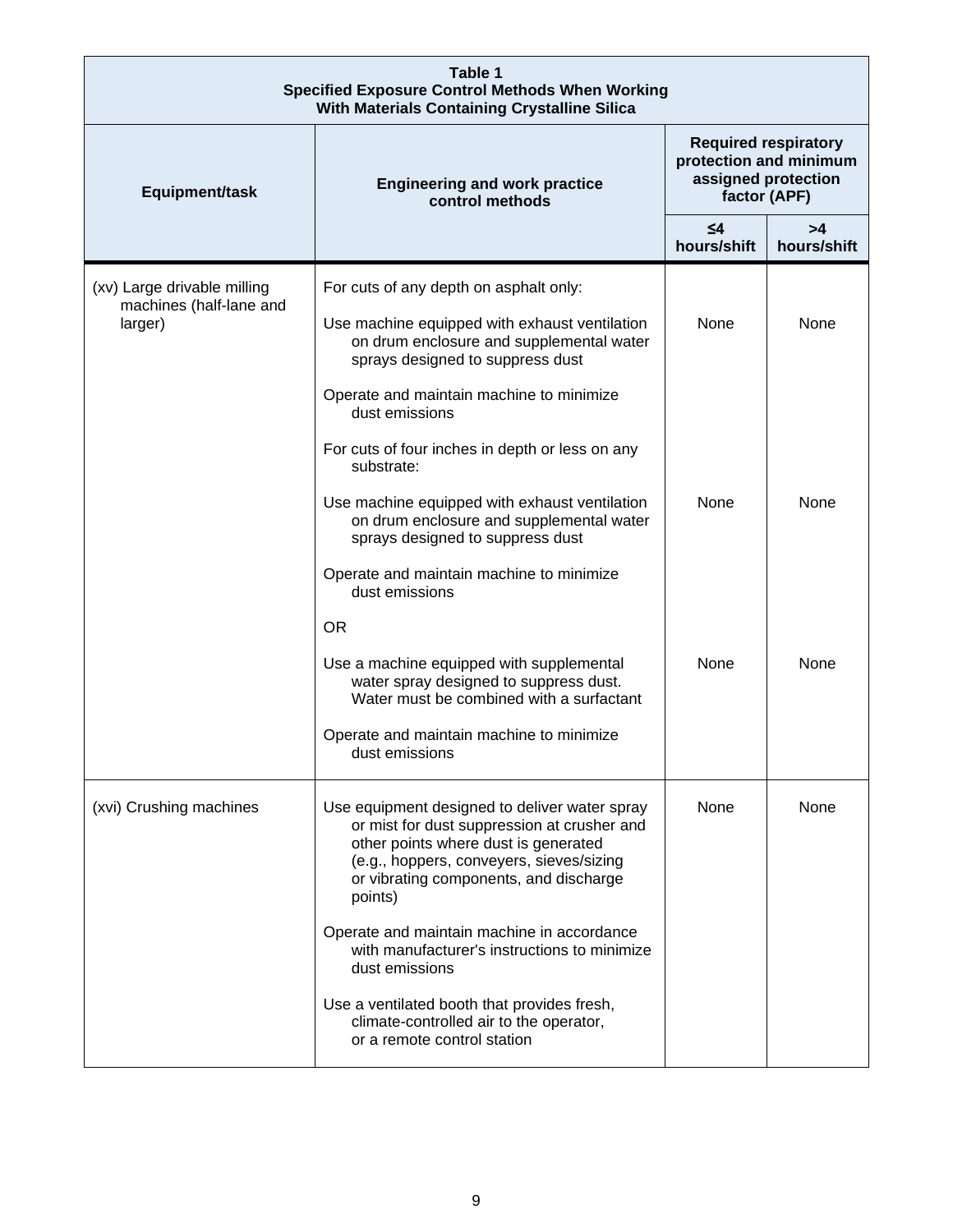| Table 1<br>Specified Exposure Control Methods When Working<br>With Materials Containing Crystalline Silica | | | |
|---|---|---|---|
| **Equipment/task** | **Engineering and work practice control methods** | **Required respiratory protection and minimum assigned protection factor (APF)** | |
| | | **≤4 hours/shift** | **>4 hours/shift** |
| (xv) Large drivable milling machines (half-lane and larger) | For cuts of any depth on asphalt only: | | |
| | Use machine equipped with exhaust ventilation on drum enclosure and supplemental water sprays designed to suppress dust | None | None |
| | Operate and maintain machine to minimize dust emissions | | |
| | For cuts of four inches in depth or less on any substrate: | | |
| | Use machine equipped with exhaust ventilation on drum enclosure and supplemental water sprays designed to suppress dust | None | None |
| | Operate and maintain machine to minimize dust emissions | | |
| | OR | | |
| | Use a machine equipped with supplemental water spray designed to suppress dust. Water must be combined with a surfactant | None | None |
| | Operate and maintain machine to minimize dust emissions | | |
| (xvi) Crushing machines | Use equipment designed to deliver water spray or mist for dust suppression at crusher and other points where dust is generated (e.g., hoppers, conveyers, sieves/sizing or vibrating components, and discharge points) | None | None |
| | Operate and maintain machine in accordance with manufacturer's instructions to minimize dust emissions | | |
| | Use a ventilated booth that provides fresh, climate-controlled air to the operator, or a remote control station | | |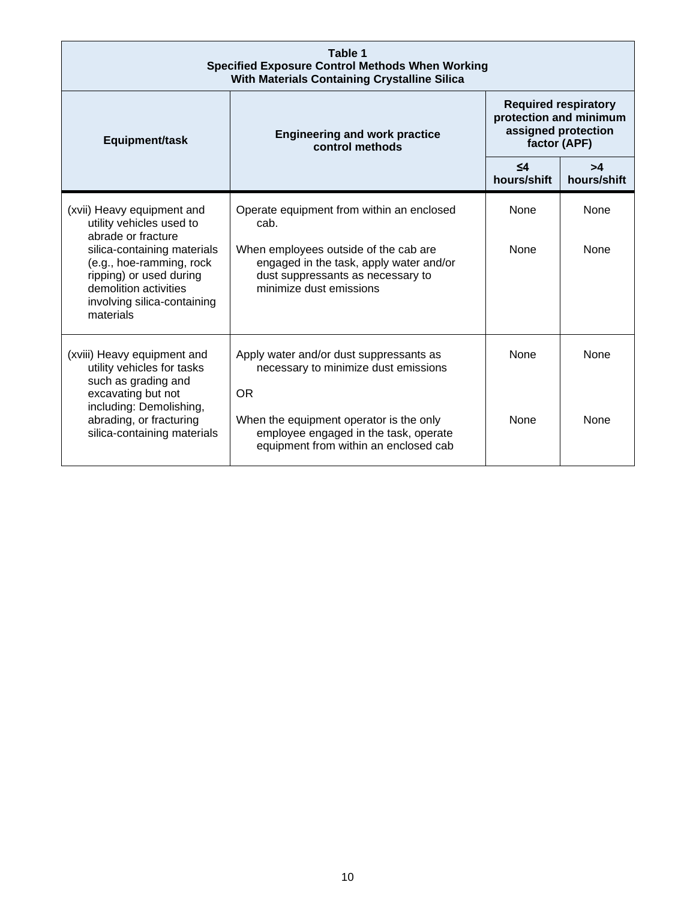**Table 1**
**Specified Exposure Control Methods When Working With Materials Containing Crystalline Silica**

| Equipment/task | Engineering and work practice control methods | Required respiratory protection and minimum assigned protection factor (APF) | |
|---|---|---|---|
| | | ≤4 hours/shift | >4 hours/shift |
| (xvii) Heavy equipment and utility vehicles used to abrade or fracture silica-containing materials (e.g., hoe-ramming, rock ripping) or used during demolition activities involving silica-containing materials | Operate equipment from within an enclosed cab. | None | None |
| | When employees outside of the cab are engaged in the task, apply water and/or dust suppressants as necessary to minimize dust emissions | None | None |
| (xviii) Heavy equipment and utility vehicles for tasks such as grading and excavating but not including: Demolishing, abrading, or fracturing silica-containing materials | Apply water and/or dust suppressants as necessary to minimize dust emissions | None | None |
| | OR | | |
| | When the equipment operator is the only employee engaged in the task, operate equipment from within an enclosed cab | None | None |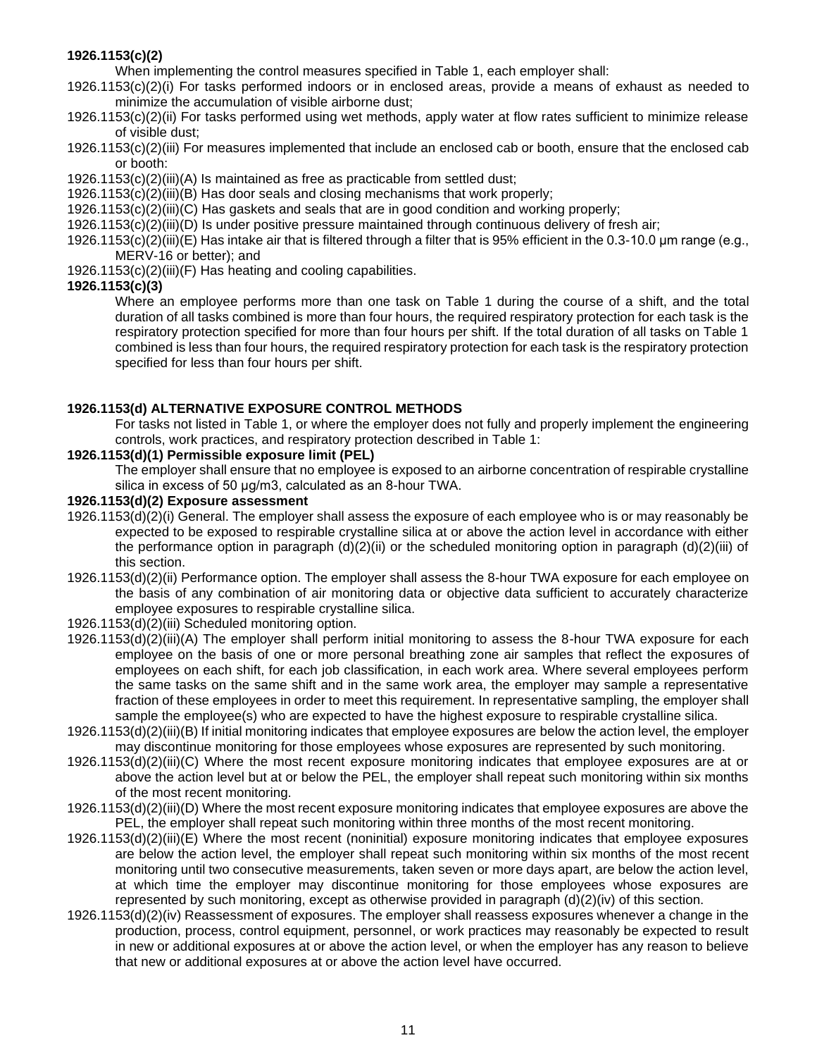**1926.1153(c)(2)**

When implementing the control measures specified in Table 1, each employer shall:

1926.1153(c)(2)(i) For tasks performed indoors or in enclosed areas, provide a means of exhaust as needed to minimize the accumulation of visible airborne dust;

1926.1153(c)(2)(ii) For tasks performed using wet methods, apply water at flow rates sufficient to minimize release of visible dust;

1926.1153(c)(2)(iii) For measures implemented that include an enclosed cab or booth, ensure that the enclosed cab or booth:

1926.1153(c)(2)(iii)(A) Is maintained as free as practicable from settled dust;

1926.1153(c)(2)(iii)(B) Has door seals and closing mechanisms that work properly;

1926.1153(c)(2)(iii)(C) Has gaskets and seals that are in good condition and working properly;

1926.1153(c)(2)(iii)(D) Is under positive pressure maintained through continuous delivery of fresh air;

1926.1153(c)(2)(iii)(E) Has intake air that is filtered through a filter that is 95% efficient in the 0.3-10.0 μm range (e.g., MERV-16 or better); and

1926.1153(c)(2)(iii)(F) Has heating and cooling capabilities.

**1926.1153(c)(3)**

Where an employee performs more than one task on Table 1 during the course of a shift, and the total duration of all tasks combined is more than four hours, the required respiratory protection for each task is the respiratory protection specified for more than four hours per shift. If the total duration of all tasks on Table 1 combined is less than four hours, the required respiratory protection for each task is the respiratory protection specified for less than four hours per shift.

**1926.1153(d) ALTERNATIVE EXPOSURE CONTROL METHODS**

For tasks not listed in Table 1, or where the employer does not fully and properly implement the engineering controls, work practices, and respiratory protection described in Table 1:

**1926.1153(d)(1) Permissible exposure limit (PEL)**

The employer shall ensure that no employee is exposed to an airborne concentration of respirable crystalline silica in excess of 50 μg/m3, calculated as an 8-hour TWA.

**1926.1153(d)(2) Exposure assessment**

1926.1153(d)(2)(i) General. The employer shall assess the exposure of each employee who is or may reasonably be expected to be exposed to respirable crystalline silica at or above the action level in accordance with either the performance option in paragraph (d)(2)(ii) or the scheduled monitoring option in paragraph (d)(2)(iii) of this section.

1926.1153(d)(2)(ii) Performance option. The employer shall assess the 8-hour TWA exposure for each employee on the basis of any combination of air monitoring data or objective data sufficient to accurately characterize employee exposures to respirable crystalline silica.

1926.1153(d)(2)(iii) Scheduled monitoring option.

1926.1153(d)(2)(iii)(A) The employer shall perform initial monitoring to assess the 8-hour TWA exposure for each employee on the basis of one or more personal breathing zone air samples that reflect the exposures of employees on each shift, for each job classification, in each work area. Where several employees perform the same tasks on the same shift and in the same work area, the employer may sample a representative fraction of these employees in order to meet this requirement. In representative sampling, the employer shall sample the employee(s) who are expected to have the highest exposure to respirable crystalline silica.

1926.1153(d)(2)(iii)(B) If initial monitoring indicates that employee exposures are below the action level, the employer may discontinue monitoring for those employees whose exposures are represented by such monitoring.

1926.1153(d)(2)(iii)(C) Where the most recent exposure monitoring indicates that employee exposures are at or above the action level but at or below the PEL, the employer shall repeat such monitoring within six months of the most recent monitoring.

1926.1153(d)(2)(iii)(D) Where the most recent exposure monitoring indicates that employee exposures are above the PEL, the employer shall repeat such monitoring within three months of the most recent monitoring.

1926.1153(d)(2)(iii)(E) Where the most recent (noninitial) exposure monitoring indicates that employee exposures are below the action level, the employer shall repeat such monitoring within six months of the most recent monitoring until two consecutive measurements, taken seven or more days apart, are below the action level, at which time the employer may discontinue monitoring for those employees whose exposures are represented by such monitoring, except as otherwise provided in paragraph (d)(2)(iv) of this section.

1926.1153(d)(2)(iv) Reassessment of exposures. The employer shall reassess exposures whenever a change in the production, process, control equipment, personnel, or work practices may reasonably be expected to result in new or additional exposures at or above the action level, or when the employer has any reason to believe that new or additional exposures at or above the action level have occurred.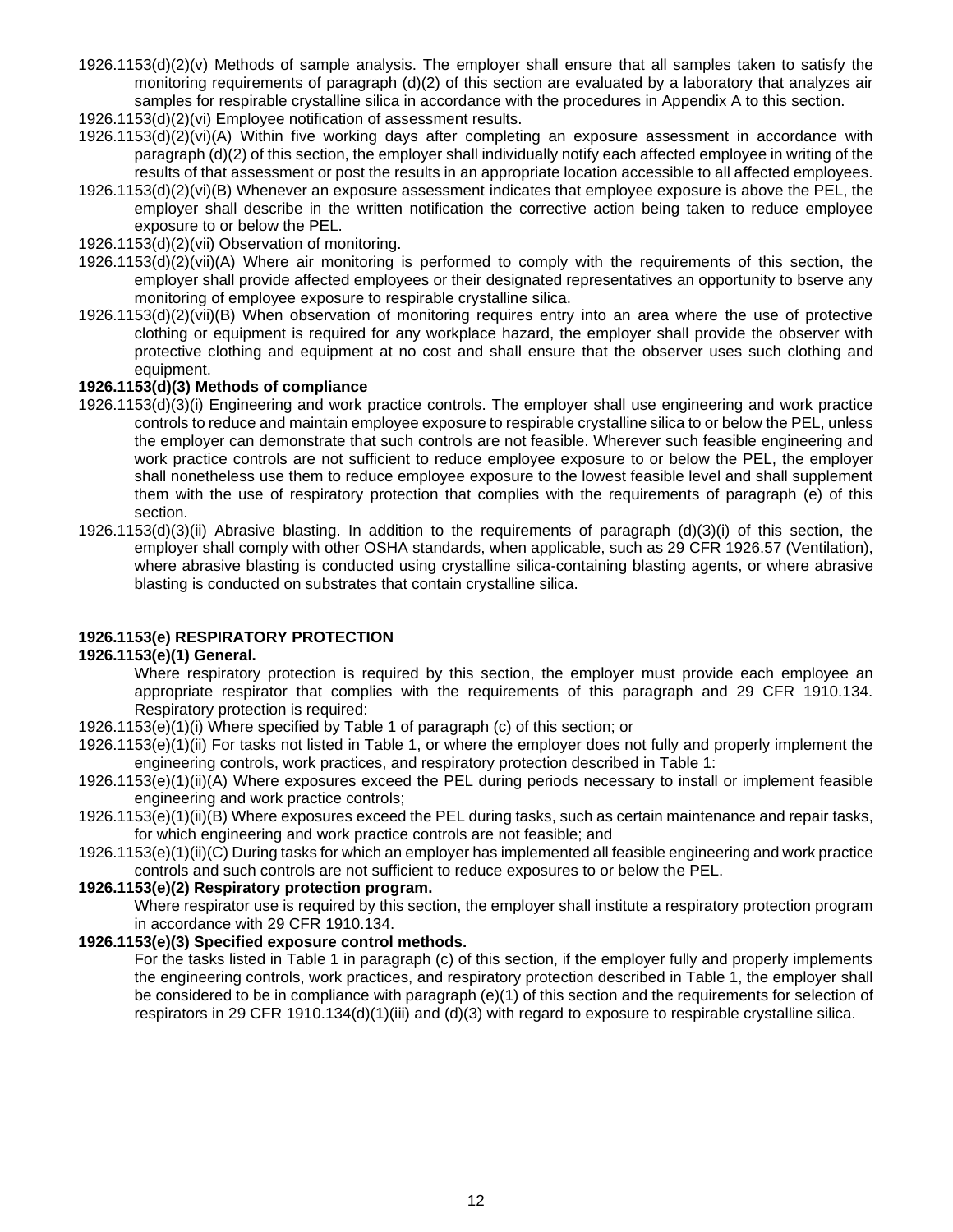1926.1153(d)(2)(v) Methods of sample analysis. The employer shall ensure that all samples taken to satisfy the monitoring requirements of paragraph (d)(2) of this section are evaluated by a laboratory that analyzes air samples for respirable crystalline silica in accordance with the procedures in Appendix A to this section.

1926.1153(d)(2)(vi) Employee notification of assessment results.

1926.1153(d)(2)(vi)(A) Within five working days after completing an exposure assessment in accordance with paragraph (d)(2) of this section, the employer shall individually notify each affected employee in writing of the results of that assessment or post the results in an appropriate location accessible to all affected employees.

1926.1153(d)(2)(vi)(B) Whenever an exposure assessment indicates that employee exposure is above the PEL, the employer shall describe in the written notification the corrective action being taken to reduce employee exposure to or below the PEL.

1926.1153(d)(2)(vii) Observation of monitoring.

1926.1153(d)(2)(vii)(A) Where air monitoring is performed to comply with the requirements of this section, the employer shall provide affected employees or their designated representatives an opportunity to bserve any monitoring of employee exposure to respirable crystalline silica.

1926.1153(d)(2)(vii)(B) When observation of monitoring requires entry into an area where the use of protective clothing or equipment is required for any workplace hazard, the employer shall provide the observer with protective clothing and equipment at no cost and shall ensure that the observer uses such clothing and equipment.

**1926.1153(d)(3) Methods of compliance**

1926.1153(d)(3)(i) Engineering and work practice controls. The employer shall use engineering and work practice controls to reduce and maintain employee exposure to respirable crystalline silica to or below the PEL, unless the employer can demonstrate that such controls are not feasible. Wherever such feasible engineering and work practice controls are not sufficient to reduce employee exposure to or below the PEL, the employer shall nonetheless use them to reduce employee exposure to the lowest feasible level and shall supplement them with the use of respiratory protection that complies with the requirements of paragraph (e) of this section.

1926.1153(d)(3)(ii) Abrasive blasting. In addition to the requirements of paragraph (d)(3)(i) of this section, the employer shall comply with other OSHA standards, when applicable, such as 29 CFR 1926.57 (Ventilation), where abrasive blasting is conducted using crystalline silica-containing blasting agents, or where abrasive blasting is conducted on substrates that contain crystalline silica.

## 1926.1153(e) RESPIRATORY PROTECTION

**1926.1153(e)(1) General.**

Where respiratory protection is required by this section, the employer must provide each employee an appropriate respirator that complies with the requirements of this paragraph and 29 CFR 1910.134. Respiratory protection is required:

1926.1153(e)(1)(i) Where specified by Table 1 of paragraph (c) of this section; or

1926.1153(e)(1)(ii) For tasks not listed in Table 1, or where the employer does not fully and properly implement the engineering controls, work practices, and respiratory protection described in Table 1:

1926.1153(e)(1)(ii)(A) Where exposures exceed the PEL during periods necessary to install or implement feasible engineering and work practice controls;

1926.1153(e)(1)(ii)(B) Where exposures exceed the PEL during tasks, such as certain maintenance and repair tasks, for which engineering and work practice controls are not feasible; and

1926.1153(e)(1)(ii)(C) During tasks for which an employer has implemented all feasible engineering and work practice controls and such controls are not sufficient to reduce exposures to or below the PEL.

**1926.1153(e)(2) Respiratory protection program.**

Where respirator use is required by this section, the employer shall institute a respiratory protection program in accordance with 29 CFR 1910.134.

**1926.1153(e)(3) Specified exposure control methods.**

For the tasks listed in Table 1 in paragraph (c) of this section, if the employer fully and properly implements the engineering controls, work practices, and respiratory protection described in Table 1, the employer shall be considered to be in compliance with paragraph (e)(1) of this section and the requirements for selection of respirators in 29 CFR 1910.134(d)(1)(iii) and (d)(3) with regard to exposure to respirable crystalline silica.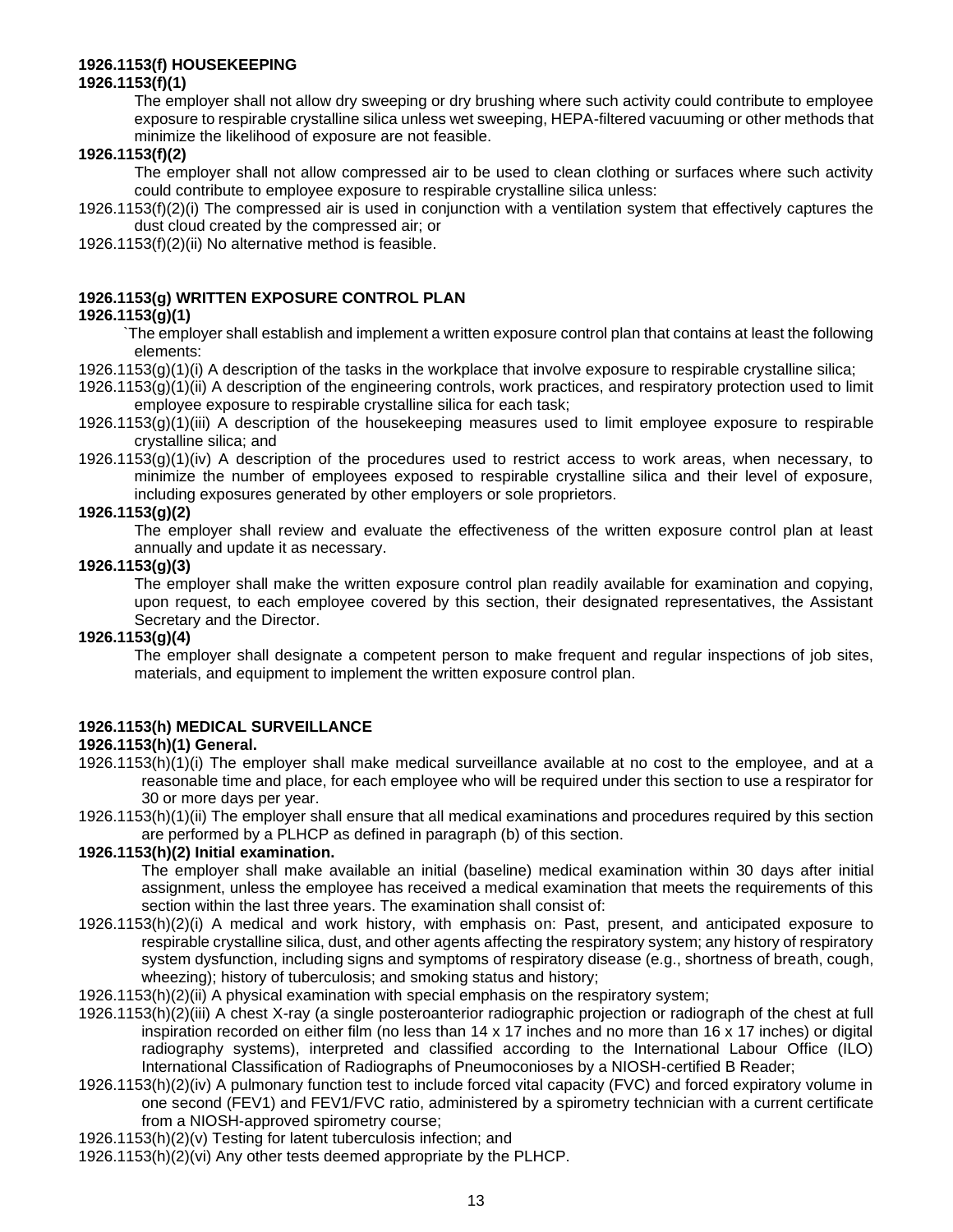**1926.1153(f) HOUSEKEEPING**

**1926.1153(f)(1)**

The employer shall not allow dry sweeping or dry brushing where such activity could contribute to employee exposure to respirable crystalline silica unless wet sweeping, HEPA-filtered vacuuming or other methods that minimize the likelihood of exposure are not feasible.

**1926.1153(f)(2)**

The employer shall not allow compressed air to be used to clean clothing or surfaces where such activity could contribute to employee exposure to respirable crystalline silica unless:

1926.1153(f)(2)(i) The compressed air is used in conjunction with a ventilation system that effectively captures the dust cloud created by the compressed air; or

1926.1153(f)(2)(ii) No alternative method is feasible.

**1926.1153(g) WRITTEN EXPOSURE CONTROL PLAN**

**1926.1153(g)(1)**

`The employer shall establish and implement a written exposure control plan that contains at least the following elements:

1926.1153(g)(1)(i) A description of the tasks in the workplace that involve exposure to respirable crystalline silica;

1926.1153(g)(1)(ii) A description of the engineering controls, work practices, and respiratory protection used to limit employee exposure to respirable crystalline silica for each task;

1926.1153(g)(1)(iii) A description of the housekeeping measures used to limit employee exposure to respirable crystalline silica; and

1926.1153(g)(1)(iv) A description of the procedures used to restrict access to work areas, when necessary, to minimize the number of employees exposed to respirable crystalline silica and their level of exposure, including exposures generated by other employers or sole proprietors.

**1926.1153(g)(2)**

The employer shall review and evaluate the effectiveness of the written exposure control plan at least annually and update it as necessary.

**1926.1153(g)(3)**

The employer shall make the written exposure control plan readily available for examination and copying, upon request, to each employee covered by this section, their designated representatives, the Assistant Secretary and the Director.

**1926.1153(g)(4)**

The employer shall designate a competent person to make frequent and regular inspections of job sites, materials, and equipment to implement the written exposure control plan.

**1926.1153(h) MEDICAL SURVEILLANCE**

**1926.1153(h)(1) General.**

1926.1153(h)(1)(i) The employer shall make medical surveillance available at no cost to the employee, and at a reasonable time and place, for each employee who will be required under this section to use a respirator for 30 or more days per year.

1926.1153(h)(1)(ii) The employer shall ensure that all medical examinations and procedures required by this section are performed by a PLHCP as defined in paragraph (b) of this section.

**1926.1153(h)(2) Initial examination.**

The employer shall make available an initial (baseline) medical examination within 30 days after initial assignment, unless the employee has received a medical examination that meets the requirements of this section within the last three years. The examination shall consist of:

1926.1153(h)(2)(i) A medical and work history, with emphasis on: Past, present, and anticipated exposure to respirable crystalline silica, dust, and other agents affecting the respiratory system; any history of respiratory system dysfunction, including signs and symptoms of respiratory disease (e.g., shortness of breath, cough, wheezing); history of tuberculosis; and smoking status and history;

1926.1153(h)(2)(ii) A physical examination with special emphasis on the respiratory system;

1926.1153(h)(2)(iii) A chest X-ray (a single posteroanterior radiographic projection or radiograph of the chest at full inspiration recorded on either film (no less than 14 x 17 inches and no more than 16 x 17 inches) or digital radiography systems), interpreted and classified according to the International Labour Office (ILO) International Classification of Radiographs of Pneumoconioses by a NIOSH-certified B Reader;

1926.1153(h)(2)(iv) A pulmonary function test to include forced vital capacity (FVC) and forced expiratory volume in one second (FEV1) and FEV1/FVC ratio, administered by a spirometry technician with a current certificate from a NIOSH-approved spirometry course;

1926.1153(h)(2)(v) Testing for latent tuberculosis infection; and

1926.1153(h)(2)(vi) Any other tests deemed appropriate by the PLHCP.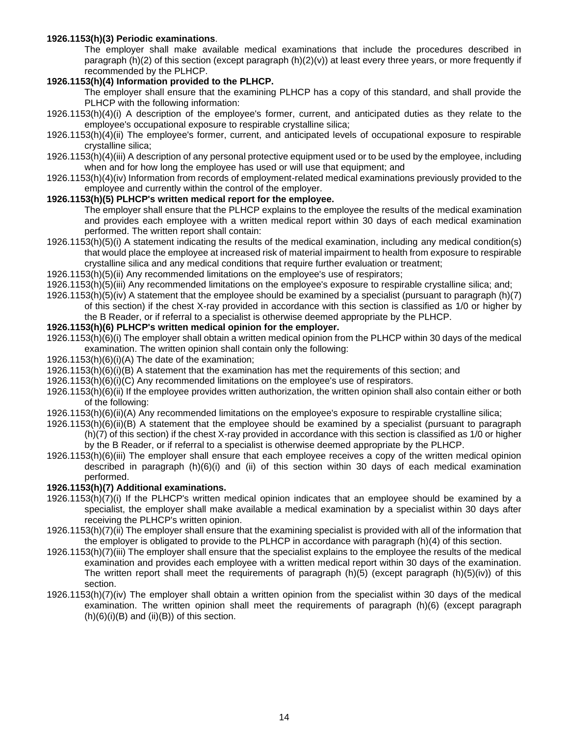**1926.1153(h)(3) Periodic examinations**.

The employer shall make available medical examinations that include the procedures described in paragraph (h)(2) of this section (except paragraph (h)(2)(v)) at least every three years, or more frequently if recommended by the PLHCP.

**1926.1153(h)(4) Information provided to the PLHCP.**

The employer shall ensure that the examining PLHCP has a copy of this standard, and shall provide the PLHCP with the following information:

1926.1153(h)(4)(i) A description of the employee's former, current, and anticipated duties as they relate to the employee's occupational exposure to respirable crystalline silica;

1926.1153(h)(4)(ii) The employee's former, current, and anticipated levels of occupational exposure to respirable crystalline silica;

1926.1153(h)(4)(iii) A description of any personal protective equipment used or to be used by the employee, including when and for how long the employee has used or will use that equipment; and

1926.1153(h)(4)(iv) Information from records of employment-related medical examinations previously provided to the employee and currently within the control of the employer.

**1926.1153(h)(5) PLHCP's written medical report for the employee.**

The employer shall ensure that the PLHCP explains to the employee the results of the medical examination and provides each employee with a written medical report within 30 days of each medical examination performed. The written report shall contain:

1926.1153(h)(5)(i) A statement indicating the results of the medical examination, including any medical condition(s) that would place the employee at increased risk of material impairment to health from exposure to respirable crystalline silica and any medical conditions that require further evaluation or treatment;

1926.1153(h)(5)(ii) Any recommended limitations on the employee's use of respirators;

1926.1153(h)(5)(iii) Any recommended limitations on the employee's exposure to respirable crystalline silica; and;

1926.1153(h)(5)(iv) A statement that the employee should be examined by a specialist (pursuant to paragraph (h)(7) of this section) if the chest X-ray provided in accordance with this section is classified as 1/0 or higher by the B Reader, or if referral to a specialist is otherwise deemed appropriate by the PLHCP.

**1926.1153(h)(6) PLHCP's written medical opinion for the employer.**

1926.1153(h)(6)(i) The employer shall obtain a written medical opinion from the PLHCP within 30 days of the medical examination. The written opinion shall contain only the following:

1926.1153(h)(6)(i)(A) The date of the examination;

1926.1153(h)(6)(i)(B) A statement that the examination has met the requirements of this section; and

1926.1153(h)(6)(i)(C) Any recommended limitations on the employee's use of respirators.

1926.1153(h)(6)(ii) If the employee provides written authorization, the written opinion shall also contain either or both of the following:

1926.1153(h)(6)(ii)(A) Any recommended limitations on the employee's exposure to respirable crystalline silica;

1926.1153(h)(6)(ii)(B) A statement that the employee should be examined by a specialist (pursuant to paragraph (h)(7) of this section) if the chest X-ray provided in accordance with this section is classified as 1/0 or higher by the B Reader, or if referral to a specialist is otherwise deemed appropriate by the PLHCP.

1926.1153(h)(6)(iii) The employer shall ensure that each employee receives a copy of the written medical opinion described in paragraph (h)(6)(i) and (ii) of this section within 30 days of each medical examination performed.

**1926.1153(h)(7) Additional examinations.**

1926.1153(h)(7)(i) If the PLHCP's written medical opinion indicates that an employee should be examined by a specialist, the employer shall make available a medical examination by a specialist within 30 days after receiving the PLHCP's written opinion.

1926.1153(h)(7)(ii) The employer shall ensure that the examining specialist is provided with all of the information that the employer is obligated to provide to the PLHCP in accordance with paragraph (h)(4) of this section.

1926.1153(h)(7)(iii) The employer shall ensure that the specialist explains to the employee the results of the medical examination and provides each employee with a written medical report within 30 days of the examination. The written report shall meet the requirements of paragraph (h)(5) (except paragraph (h)(5)(iv)) of this section.

1926.1153(h)(7)(iv) The employer shall obtain a written opinion from the specialist within 30 days of the medical examination. The written opinion shall meet the requirements of paragraph (h)(6) (except paragraph (h)(6)(i)(B) and (ii)(B)) of this section.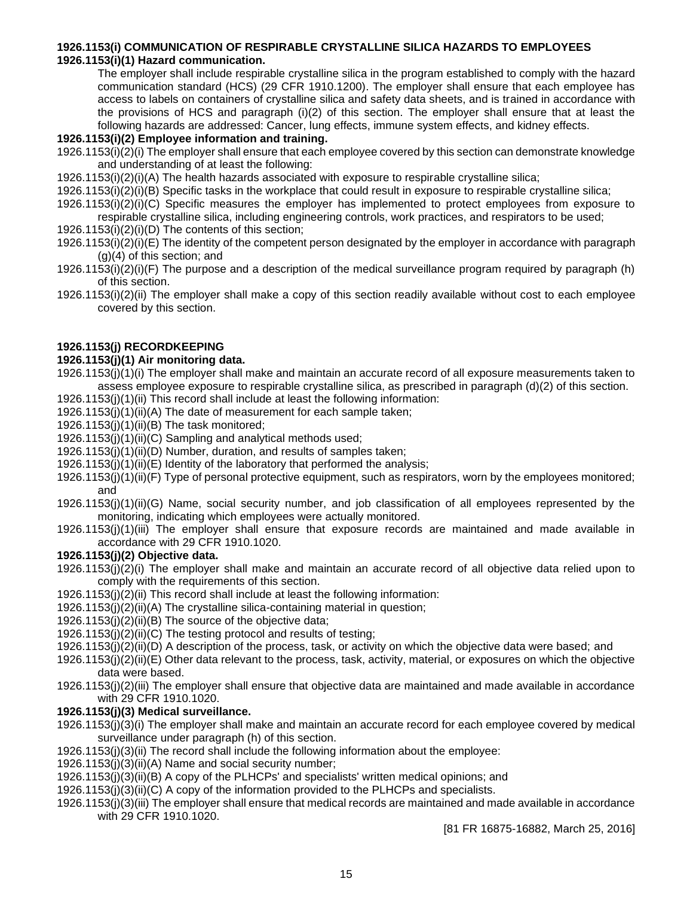**1926.1153(i) COMMUNICATION OF RESPIRABLE CRYSTALLINE SILICA HAZARDS TO EMPLOYEES**

**1926.1153(i)(1) Hazard communication.**

The employer shall include respirable crystalline silica in the program established to comply with the hazard communication standard (HCS) (29 CFR 1910.1200). The employer shall ensure that each employee has access to labels on containers of crystalline silica and safety data sheets, and is trained in accordance with the provisions of HCS and paragraph (i)(2) of this section. The employer shall ensure that at least the following hazards are addressed: Cancer, lung effects, immune system effects, and kidney effects.

**1926.1153(i)(2) Employee information and training.**

1926.1153(i)(2)(i) The employer shall ensure that each employee covered by this section can demonstrate knowledge and understanding of at least the following:

1926.1153(i)(2)(i)(A) The health hazards associated with exposure to respirable crystalline silica;

1926.1153(i)(2)(i)(B) Specific tasks in the workplace that could result in exposure to respirable crystalline silica;

1926.1153(i)(2)(i)(C) Specific measures the employer has implemented to protect employees from exposure to respirable crystalline silica, including engineering controls, work practices, and respirators to be used;

1926.1153(i)(2)(i)(D) The contents of this section;

1926.1153(i)(2)(i)(E) The identity of the competent person designated by the employer in accordance with paragraph (g)(4) of this section; and

1926.1153(i)(2)(i)(F) The purpose and a description of the medical surveillance program required by paragraph (h) of this section.

1926.1153(i)(2)(ii) The employer shall make a copy of this section readily available without cost to each employee covered by this section.

**1926.1153(j) RECORDKEEPING**

**1926.1153(j)(1) Air monitoring data.**

1926.1153(j)(1)(i) The employer shall make and maintain an accurate record of all exposure measurements taken to assess employee exposure to respirable crystalline silica, as prescribed in paragraph (d)(2) of this section.

1926.1153(j)(1)(ii) This record shall include at least the following information:

1926.1153(j)(1)(ii)(A) The date of measurement for each sample taken;

1926.1153(j)(1)(ii)(B) The task monitored;

1926.1153(j)(1)(ii)(C) Sampling and analytical methods used;

1926.1153(j)(1)(ii)(D) Number, duration, and results of samples taken;

1926.1153(j)(1)(ii)(E) Identity of the laboratory that performed the analysis;

1926.1153(j)(1)(ii)(F) Type of personal protective equipment, such as respirators, worn by the employees monitored; and

1926.1153(j)(1)(ii)(G) Name, social security number, and job classification of all employees represented by the monitoring, indicating which employees were actually monitored.

1926.1153(j)(1)(iii) The employer shall ensure that exposure records are maintained and made available in accordance with 29 CFR 1910.1020.

**1926.1153(j)(2) Objective data.**

1926.1153(j)(2)(i) The employer shall make and maintain an accurate record of all objective data relied upon to comply with the requirements of this section.

1926.1153(j)(2)(ii) This record shall include at least the following information:

1926.1153(j)(2)(ii)(A) The crystalline silica-containing material in question;

1926.1153(j)(2)(ii)(B) The source of the objective data;

1926.1153(j)(2)(ii)(C) The testing protocol and results of testing;

1926.1153(j)(2)(ii)(D) A description of the process, task, or activity on which the objective data were based; and

1926.1153(j)(2)(ii)(E) Other data relevant to the process, task, activity, material, or exposures on which the objective data were based.

1926.1153(j)(2)(iii) The employer shall ensure that objective data are maintained and made available in accordance with 29 CFR 1910.1020.

**1926.1153(j)(3) Medical surveillance.**

1926.1153(j)(3)(i) The employer shall make and maintain an accurate record for each employee covered by medical surveillance under paragraph (h) of this section.

1926.1153(j)(3)(ii) The record shall include the following information about the employee:

1926.1153(j)(3)(ii)(A) Name and social security number;

1926.1153(j)(3)(ii)(B) A copy of the PLHCPs' and specialists' written medical opinions; and

1926.1153(j)(3)(ii)(C) A copy of the information provided to the PLHCPs and specialists.

1926.1153(j)(3)(iii) The employer shall ensure that medical records are maintained and made available in accordance with 29 CFR 1910.1020.

[81 FR 16875-16882, March 25, 2016]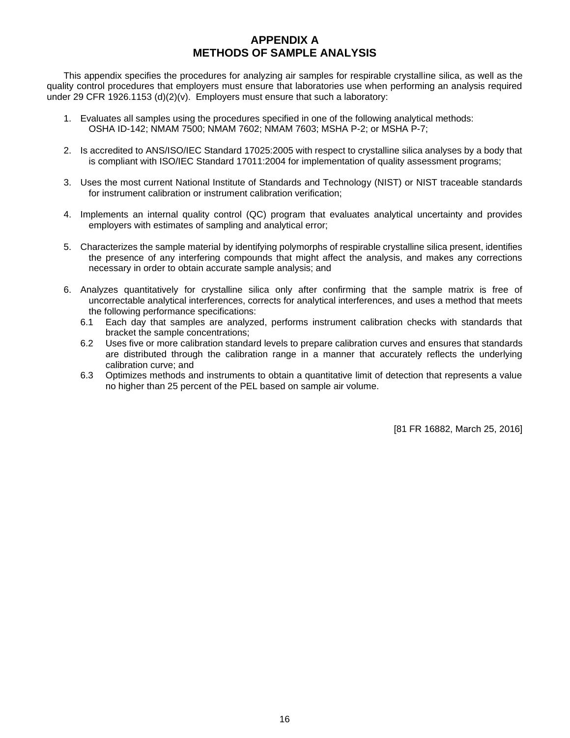# APPENDIX A
# METHODS OF SAMPLE ANALYSIS

This appendix specifies the procedures for analyzing air samples for respirable crystalline silica, as well as the quality control procedures that employers must ensure that laboratories use when performing an analysis required under 29 CFR 1926.1153 (d)(2)(v). Employers must ensure that such a laboratory:

1. Evaluates all samples using the procedures specified in one of the following analytical methods: OSHA ID-142; NMAM 7500; NMAM 7602; NMAM 7603; MSHA P-2; or MSHA P-7;

2. Is accredited to ANS/ISO/IEC Standard 17025:2005 with respect to crystalline silica analyses by a body that is compliant with ISO/IEC Standard 17011:2004 for implementation of quality assessment programs;

3. Uses the most current National Institute of Standards and Technology (NIST) or NIST traceable standards for instrument calibration or instrument calibration verification;

4. Implements an internal quality control (QC) program that evaluates analytical uncertainty and provides employers with estimates of sampling and analytical error;

5. Characterizes the sample material by identifying polymorphs of respirable crystalline silica present, identifies the presence of any interfering compounds that might affect the analysis, and makes any corrections necessary in order to obtain accurate sample analysis; and

6. Analyzes quantitatively for crystalline silica only after confirming that the sample matrix is free of uncorrectable analytical interferences, corrects for analytical interferences, and uses a method that meets the following performance specifications:
   - 6.1 Each day that samples are analyzed, performs instrument calibration checks with standards that bracket the sample concentrations;
   - 6.2 Uses five or more calibration standard levels to prepare calibration curves and ensures that standards are distributed through the calibration range in a manner that accurately reflects the underlying calibration curve; and
   - 6.3 Optimizes methods and instruments to obtain a quantitative limit of detection that represents a value no higher than 25 percent of the PEL based on sample air volume.

[81 FR 16882, March 25, 2016]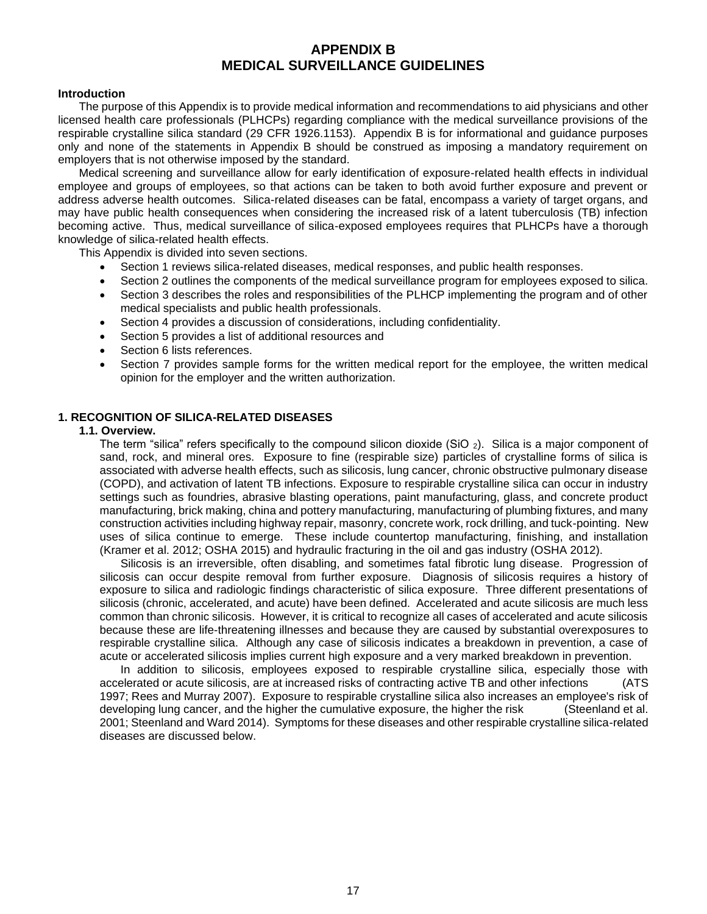# APPENDIX B
# MEDICAL SURVEILLANCE GUIDELINES

**Introduction**

The purpose of this Appendix is to provide medical information and recommendations to aid physicians and other licensed health care professionals (PLHCPs) regarding compliance with the medical surveillance provisions of the respirable crystalline silica standard (29 CFR 1926.1153). Appendix B is for informational and guidance purposes only and none of the statements in Appendix B should be construed as imposing a mandatory requirement on employers that is not otherwise imposed by the standard.

Medical screening and surveillance allow for early identification of exposure-related health effects in individual employee and groups of employees, so that actions can be taken to both avoid further exposure and prevent or address adverse health outcomes. Silica-related diseases can be fatal, encompass a variety of target organs, and may have public health consequences when considering the increased risk of a latent tuberculosis (TB) infection becoming active. Thus, medical surveillance of silica-exposed employees requires that PLHCPs have a thorough knowledge of silica-related health effects.

This Appendix is divided into seven sections.

- Section 1 reviews silica-related diseases, medical responses, and public health responses.
- Section 2 outlines the components of the medical surveillance program for employees exposed to silica.
- Section 3 describes the roles and responsibilities of the PLHCP implementing the program and of other medical specialists and public health professionals.
- Section 4 provides a discussion of considerations, including confidentiality.
- Section 5 provides a list of additional resources and
- Section 6 lists references.
- Section 7 provides sample forms for the written medical report for the employee, the written medical opinion for the employer and the written authorization.

## 1. RECOGNITION OF SILICA-RELATED DISEASES

### 1.1. Overview.

The term "silica" refers specifically to the compound silicon dioxide ($SiO_2$). Silica is a major component of sand, rock, and mineral ores. Exposure to fine (respirable size) particles of crystalline forms of silica is associated with adverse health effects, such as silicosis, lung cancer, chronic obstructive pulmonary disease (COPD), and activation of latent TB infections. Exposure to respirable crystalline silica can occur in industry settings such as foundries, abrasive blasting operations, paint manufacturing, glass, and concrete product manufacturing, brick making, china and pottery manufacturing, manufacturing of plumbing fixtures, and many construction activities including highway repair, masonry, concrete work, rock drilling, and tuck-pointing. New uses of silica continue to emerge. These include countertop manufacturing, finishing, and installation (Kramer et al. 2012; OSHA 2015) and hydraulic fracturing in the oil and gas industry (OSHA 2012).

Silicosis is an irreversible, often disabling, and sometimes fatal fibrotic lung disease. Progression of silicosis can occur despite removal from further exposure. Diagnosis of silicosis requires a history of exposure to silica and radiologic findings characteristic of silica exposure. Three different presentations of silicosis (chronic, accelerated, and acute) have been defined. Accelerated and acute silicosis are much less common than chronic silicosis. However, it is critical to recognize all cases of accelerated and acute silicosis because these are life-threatening illnesses and because they are caused by substantial overexposures to respirable crystalline silica. Although any case of silicosis indicates a breakdown in prevention, a case of acute or accelerated silicosis implies current high exposure and a very marked breakdown in prevention.

In addition to silicosis, employees exposed to respirable crystalline silica, especially those with accelerated or acute silicosis, are at increased risks of contracting active TB and other infections (ATS 1997; Rees and Murray 2007). Exposure to respirable crystalline silica also increases an employee's risk of developing lung cancer, and the higher the cumulative exposure, the higher the risk (Steenland et al. 2001; Steenland and Ward 2014). Symptoms for these diseases and other respirable crystalline silica-related diseases are discussed below.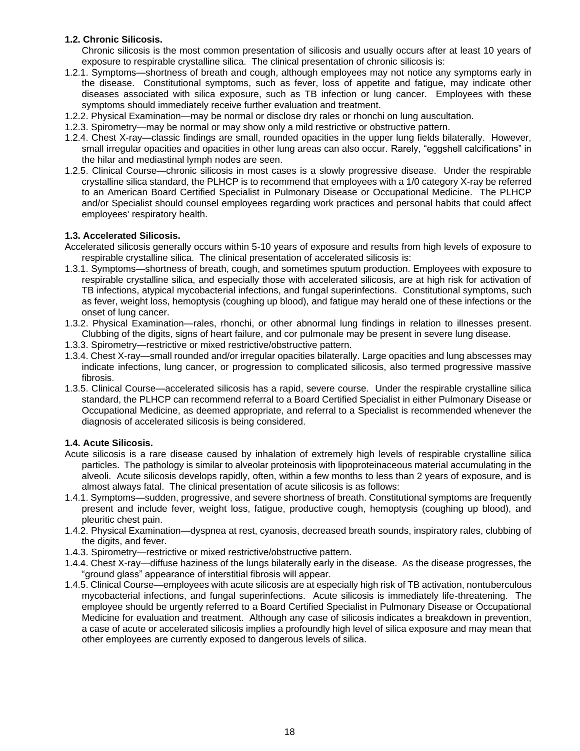**1.2. Chronic Silicosis.**

Chronic silicosis is the most common presentation of silicosis and usually occurs after at least 10 years of exposure to respirable crystalline silica. The clinical presentation of chronic silicosis is:

1.2.1. Symptoms—shortness of breath and cough, although employees may not notice any symptoms early in the disease. Constitutional symptoms, such as fever, loss of appetite and fatigue, may indicate other diseases associated with silica exposure, such as TB infection or lung cancer. Employees with these symptoms should immediately receive further evaluation and treatment.

1.2.2. Physical Examination—may be normal or disclose dry rales or rhonchi on lung auscultation.

1.2.3. Spirometry—may be normal or may show only a mild restrictive or obstructive pattern.

1.2.4. Chest X-ray—classic findings are small, rounded opacities in the upper lung fields bilaterally. However, small irregular opacities and opacities in other lung areas can also occur. Rarely, "eggshell calcifications" in the hilar and mediastinal lymph nodes are seen.

1.2.5. Clinical Course—chronic silicosis in most cases is a slowly progressive disease. Under the respirable crystalline silica standard, the PLHCP is to recommend that employees with a 1/0 category X-ray be referred to an American Board Certified Specialist in Pulmonary Disease or Occupational Medicine. The PLHCP and/or Specialist should counsel employees regarding work practices and personal habits that could affect employees' respiratory health.

**1.3. Accelerated Silicosis.**

Accelerated silicosis generally occurs within 5-10 years of exposure and results from high levels of exposure to respirable crystalline silica. The clinical presentation of accelerated silicosis is:

1.3.1. Symptoms—shortness of breath, cough, and sometimes sputum production. Employees with exposure to respirable crystalline silica, and especially those with accelerated silicosis, are at high risk for activation of TB infections, atypical mycobacterial infections, and fungal superinfections. Constitutional symptoms, such as fever, weight loss, hemoptysis (coughing up blood), and fatigue may herald one of these infections or the onset of lung cancer.

1.3.2. Physical Examination—rales, rhonchi, or other abnormal lung findings in relation to illnesses present. Clubbing of the digits, signs of heart failure, and cor pulmonale may be present in severe lung disease.

1.3.3. Spirometry—restrictive or mixed restrictive/obstructive pattern.

1.3.4. Chest X-ray—small rounded and/or irregular opacities bilaterally. Large opacities and lung abscesses may indicate infections, lung cancer, or progression to complicated silicosis, also termed progressive massive fibrosis.

1.3.5. Clinical Course—accelerated silicosis has a rapid, severe course. Under the respirable crystalline silica standard, the PLHCP can recommend referral to a Board Certified Specialist in either Pulmonary Disease or Occupational Medicine, as deemed appropriate, and referral to a Specialist is recommended whenever the diagnosis of accelerated silicosis is being considered.

**1.4. Acute Silicosis.**

Acute silicosis is a rare disease caused by inhalation of extremely high levels of respirable crystalline silica particles. The pathology is similar to alveolar proteinosis with lipoproteinaceous material accumulating in the alveoli. Acute silicosis develops rapidly, often, within a few months to less than 2 years of exposure, and is almost always fatal. The clinical presentation of acute silicosis is as follows:

1.4.1. Symptoms—sudden, progressive, and severe shortness of breath. Constitutional symptoms are frequently present and include fever, weight loss, fatigue, productive cough, hemoptysis (coughing up blood), and pleuritic chest pain.

1.4.2. Physical Examination—dyspnea at rest, cyanosis, decreased breath sounds, inspiratory rales, clubbing of the digits, and fever.

1.4.3. Spirometry—restrictive or mixed restrictive/obstructive pattern.

1.4.4. Chest X-ray—diffuse haziness of the lungs bilaterally early in the disease. As the disease progresses, the "ground glass" appearance of interstitial fibrosis will appear.

1.4.5. Clinical Course—employees with acute silicosis are at especially high risk of TB activation, nontuberculous mycobacterial infections, and fungal superinfections. Acute silicosis is immediately life-threatening. The employee should be urgently referred to a Board Certified Specialist in Pulmonary Disease or Occupational Medicine for evaluation and treatment. Although any case of silicosis indicates a breakdown in prevention, a case of acute or accelerated silicosis implies a profoundly high level of silica exposure and may mean that other employees are currently exposed to dangerous levels of silica.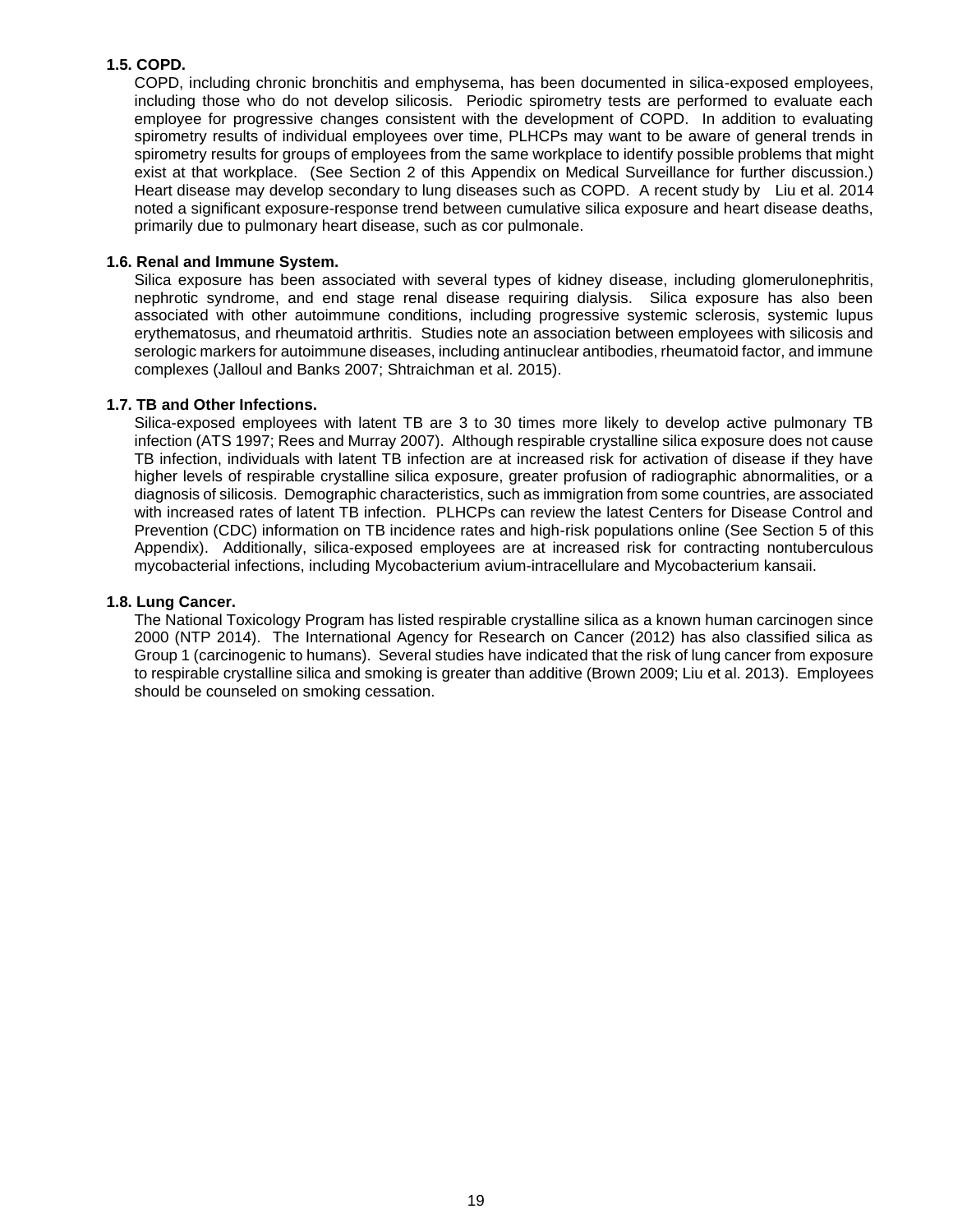### 1.5. COPD.

COPD, including chronic bronchitis and emphysema, has been documented in silica-exposed employees, including those who do not develop silicosis. Periodic spirometry tests are performed to evaluate each employee for progressive changes consistent with the development of COPD. In addition to evaluating spirometry results of individual employees over time, PLHCPs may want to be aware of general trends in spirometry results for groups of employees from the same workplace to identify possible problems that might exist at that workplace. (See Section 2 of this Appendix on Medical Surveillance for further discussion.) Heart disease may develop secondary to lung diseases such as COPD. A recent study by Liu et al. 2014 noted a significant exposure-response trend between cumulative silica exposure and heart disease deaths, primarily due to pulmonary heart disease, such as cor pulmonale.

### 1.6. Renal and Immune System.

Silica exposure has been associated with several types of kidney disease, including glomerulonephritis, nephrotic syndrome, and end stage renal disease requiring dialysis. Silica exposure has also been associated with other autoimmune conditions, including progressive systemic sclerosis, systemic lupus erythematosus, and rheumatoid arthritis. Studies note an association between employees with silicosis and serologic markers for autoimmune diseases, including antinuclear antibodies, rheumatoid factor, and immune complexes (Jalloul and Banks 2007; Shtraichman et al. 2015).

### 1.7. TB and Other Infections.

Silica-exposed employees with latent TB are 3 to 30 times more likely to develop active pulmonary TB infection (ATS 1997; Rees and Murray 2007). Although respirable crystalline silica exposure does not cause TB infection, individuals with latent TB infection are at increased risk for activation of disease if they have higher levels of respirable crystalline silica exposure, greater profusion of radiographic abnormalities, or a diagnosis of silicosis. Demographic characteristics, such as immigration from some countries, are associated with increased rates of latent TB infection. PLHCPs can review the latest Centers for Disease Control and Prevention (CDC) information on TB incidence rates and high-risk populations online (See Section 5 of this Appendix). Additionally, silica-exposed employees are at increased risk for contracting nontuberculous mycobacterial infections, including Mycobacterium avium-intracellulare and Mycobacterium kansaii.

### 1.8. Lung Cancer.

The National Toxicology Program has listed respirable crystalline silica as a known human carcinogen since 2000 (NTP 2014). The International Agency for Research on Cancer (2012) has also classified silica as Group 1 (carcinogenic to humans). Several studies have indicated that the risk of lung cancer from exposure to respirable crystalline silica and smoking is greater than additive (Brown 2009; Liu et al. 2013). Employees should be counseled on smoking cessation.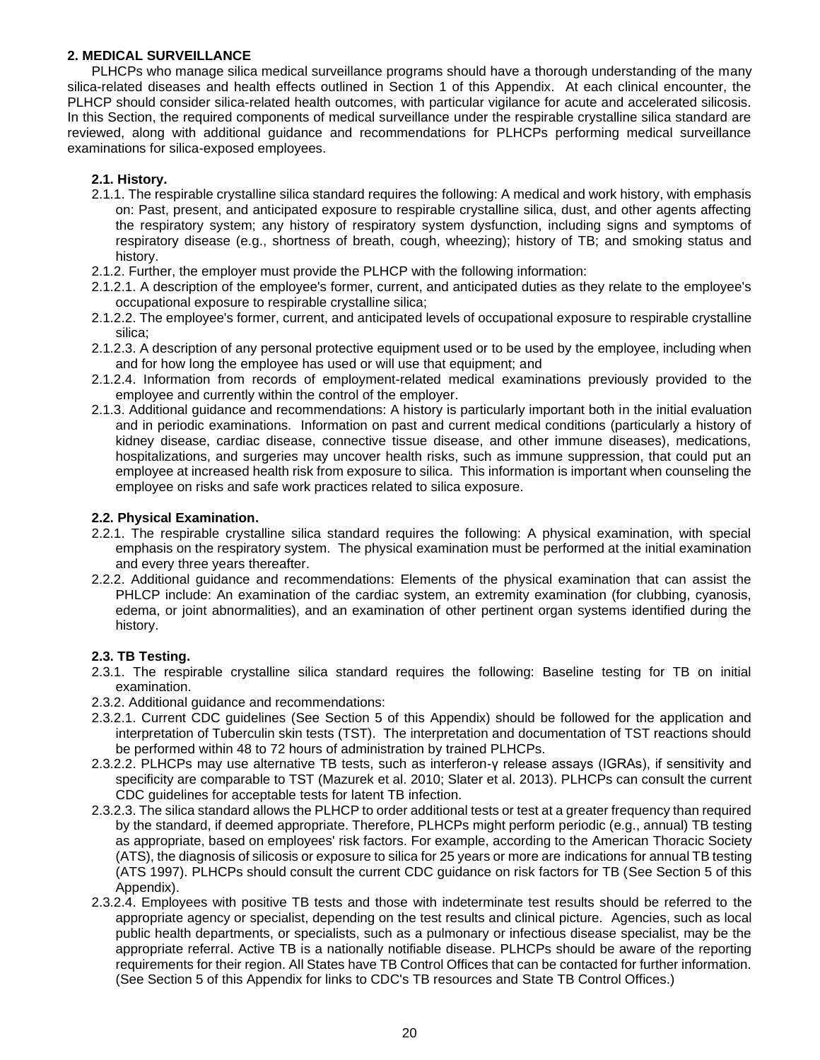## 2. MEDICAL SURVEILLANCE

PLHCPs who manage silica medical surveillance programs should have a thorough understanding of the many silica-related diseases and health effects outlined in Section 1 of this Appendix. At each clinical encounter, the PLHCP should consider silica-related health outcomes, with particular vigilance for acute and accelerated silicosis. In this Section, the required components of medical surveillance under the respirable crystalline silica standard are reviewed, along with additional guidance and recommendations for PLHCPs performing medical surveillance examinations for silica-exposed employees.

### 2.1. History.

2.1.1. The respirable crystalline silica standard requires the following: A medical and work history, with emphasis on: Past, present, and anticipated exposure to respirable crystalline silica, dust, and other agents affecting the respiratory system; any history of respiratory system dysfunction, including signs and symptoms of respiratory disease (e.g., shortness of breath, cough, wheezing); history of TB; and smoking status and history.

2.1.2. Further, the employer must provide the PLHCP with the following information:

2.1.2.1. A description of the employee's former, current, and anticipated duties as they relate to the employee's occupational exposure to respirable crystalline silica;

2.1.2.2. The employee's former, current, and anticipated levels of occupational exposure to respirable crystalline silica;

2.1.2.3. A description of any personal protective equipment used or to be used by the employee, including when and for how long the employee has used or will use that equipment; and

2.1.2.4. Information from records of employment-related medical examinations previously provided to the employee and currently within the control of the employer.

2.1.3. Additional guidance and recommendations: A history is particularly important both in the initial evaluation and in periodic examinations. Information on past and current medical conditions (particularly a history of kidney disease, cardiac disease, connective tissue disease, and other immune diseases), medications, hospitalizations, and surgeries may uncover health risks, such as immune suppression, that could put an employee at increased health risk from exposure to silica. This information is important when counseling the employee on risks and safe work practices related to silica exposure.

### 2.2. Physical Examination.

2.2.1. The respirable crystalline silica standard requires the following: A physical examination, with special emphasis on the respiratory system. The physical examination must be performed at the initial examination and every three years thereafter.

2.2.2. Additional guidance and recommendations: Elements of the physical examination that can assist the PHLCP include: An examination of the cardiac system, an extremity examination (for clubbing, cyanosis, edema, or joint abnormalities), and an examination of other pertinent organ systems identified during the history.

### 2.3. TB Testing.

2.3.1. The respirable crystalline silica standard requires the following: Baseline testing for TB on initial examination.

2.3.2. Additional guidance and recommendations:

2.3.2.1. Current CDC guidelines (See Section 5 of this Appendix) should be followed for the application and interpretation of Tuberculin skin tests (TST). The interpretation and documentation of TST reactions should be performed within 48 to 72 hours of administration by trained PLHCPs.

2.3.2.2. PLHCPs may use alternative TB tests, such as interferon-γ release assays (IGRAs), if sensitivity and specificity are comparable to TST (Mazurek et al. 2010; Slater et al. 2013). PLHCPs can consult the current CDC guidelines for acceptable tests for latent TB infection.

2.3.2.3. The silica standard allows the PLHCP to order additional tests or test at a greater frequency than required by the standard, if deemed appropriate. Therefore, PLHCPs might perform periodic (e.g., annual) TB testing as appropriate, based on employees' risk factors. For example, according to the American Thoracic Society (ATS), the diagnosis of silicosis or exposure to silica for 25 years or more are indications for annual TB testing (ATS 1997). PLHCPs should consult the current CDC guidance on risk factors for TB (See Section 5 of this Appendix).

2.3.2.4. Employees with positive TB tests and those with indeterminate test results should be referred to the appropriate agency or specialist, depending on the test results and clinical picture. Agencies, such as local public health departments, or specialists, such as a pulmonary or infectious disease specialist, may be the appropriate referral. Active TB is a nationally notifiable disease. PLHCPs should be aware of the reporting requirements for their region. All States have TB Control Offices that can be contacted for further information. (See Section 5 of this Appendix for links to CDC's TB resources and State TB Control Offices.)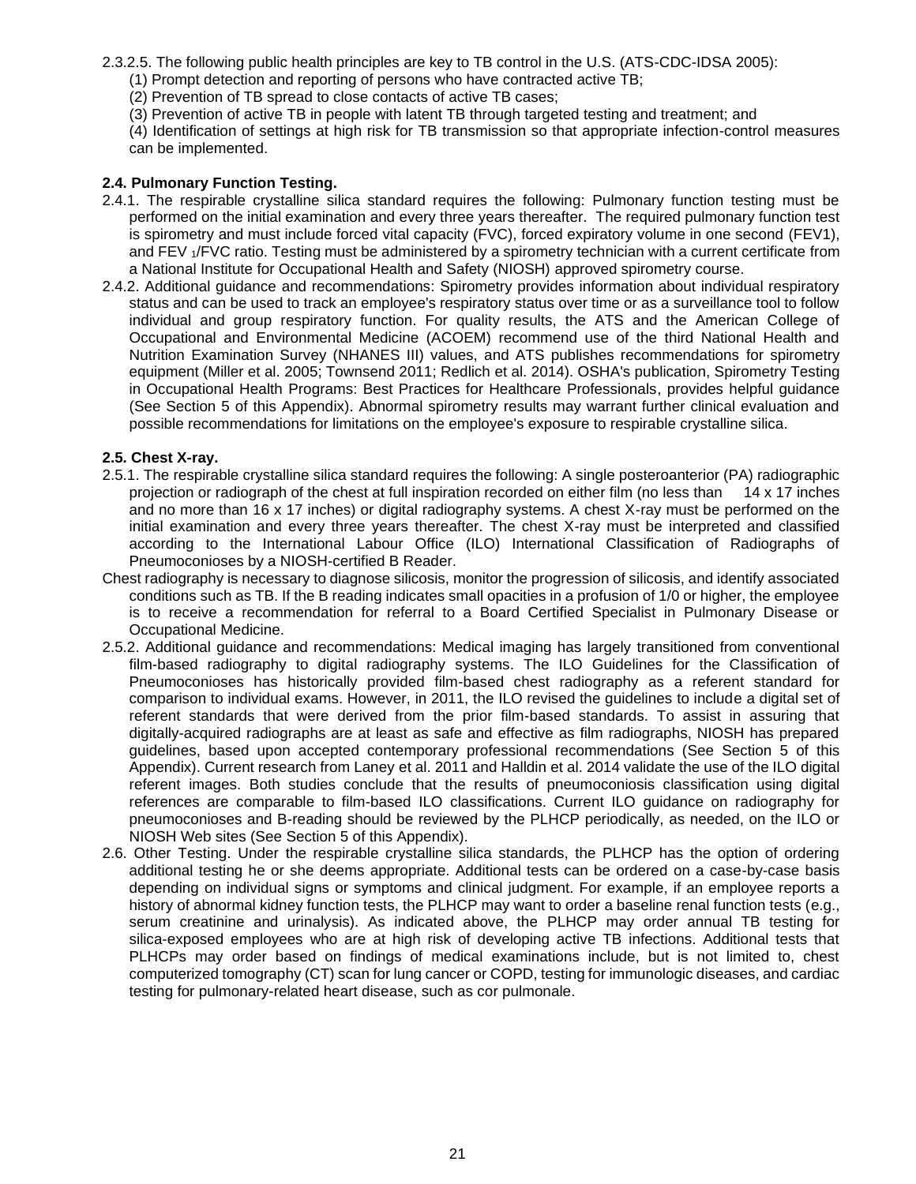2.3.2.5. The following public health principles are key to TB control in the U.S. (ATS-CDC-IDSA 2005):

(1) Prompt detection and reporting of persons who have contracted active TB;

(2) Prevention of TB spread to close contacts of active TB cases;

(3) Prevention of active TB in people with latent TB through targeted testing and treatment; and

(4) Identification of settings at high risk for TB transmission so that appropriate infection-control measures can be implemented.

**2.4. Pulmonary Function Testing.**

2.4.1. The respirable crystalline silica standard requires the following: Pulmonary function testing must be performed on the initial examination and every three years thereafter. The required pulmonary function test is spirometry and must include forced vital capacity (FVC), forced expiratory volume in one second (FEV1), and $FEV_1$/FVC ratio. Testing must be administered by a spirometry technician with a current certificate from a National Institute for Occupational Health and Safety (NIOSH) approved spirometry course.

2.4.2. Additional guidance and recommendations: Spirometry provides information about individual respiratory status and can be used to track an employee's respiratory status over time or as a surveillance tool to follow individual and group respiratory function. For quality results, the ATS and the American College of Occupational and Environmental Medicine (ACOEM) recommend use of the third National Health and Nutrition Examination Survey (NHANES III) values, and ATS publishes recommendations for spirometry equipment (Miller et al. 2005; Townsend 2011; Redlich et al. 2014). OSHA's publication, Spirometry Testing in Occupational Health Programs: Best Practices for Healthcare Professionals, provides helpful guidance (See Section 5 of this Appendix). Abnormal spirometry results may warrant further clinical evaluation and possible recommendations for limitations on the employee's exposure to respirable crystalline silica.

**2.5. Chest X-ray.**

2.5.1. The respirable crystalline silica standard requires the following: A single posteroanterior (PA) radiographic projection or radiograph of the chest at full inspiration recorded on either film (no less than 14 x 17 inches and no more than 16 x 17 inches) or digital radiography systems. A chest X-ray must be performed on the initial examination and every three years thereafter. The chest X-ray must be interpreted and classified according to the International Labour Office (ILO) International Classification of Radiographs of Pneumoconioses by a NIOSH-certified B Reader.

Chest radiography is necessary to diagnose silicosis, monitor the progression of silicosis, and identify associated conditions such as TB. If the B reading indicates small opacities in a profusion of 1/0 or higher, the employee is to receive a recommendation for referral to a Board Certified Specialist in Pulmonary Disease or Occupational Medicine.

2.5.2. Additional guidance and recommendations: Medical imaging has largely transitioned from conventional film-based radiography to digital radiography systems. The ILO Guidelines for the Classification of Pneumoconioses has historically provided film-based chest radiography as a referent standard for comparison to individual exams. However, in 2011, the ILO revised the guidelines to include a digital set of referent standards that were derived from the prior film-based standards. To assist in assuring that digitally-acquired radiographs are at least as safe and effective as film radiographs, NIOSH has prepared guidelines, based upon accepted contemporary professional recommendations (See Section 5 of this Appendix). Current research from Laney et al. 2011 and Halldin et al. 2014 validate the use of the ILO digital referent images. Both studies conclude that the results of pneumoconiosis classification using digital references are comparable to film-based ILO classifications. Current ILO guidance on radiography for pneumoconioses and B-reading should be reviewed by the PLHCP periodically, as needed, on the ILO or NIOSH Web sites (See Section 5 of this Appendix).

2.6. Other Testing. Under the respirable crystalline silica standards, the PLHCP has the option of ordering additional testing he or she deems appropriate. Additional tests can be ordered on a case-by-case basis depending on individual signs or symptoms and clinical judgment. For example, if an employee reports a history of abnormal kidney function tests, the PLHCP may want to order a baseline renal function tests (e.g., serum creatinine and urinalysis). As indicated above, the PLHCP may order annual TB testing for silica-exposed employees who are at high risk of developing active TB infections. Additional tests that PLHCPs may order based on findings of medical examinations include, but is not limited to, chest computerized tomography (CT) scan for lung cancer or COPD, testing for immunologic diseases, and cardiac testing for pulmonary-related heart disease, such as cor pulmonale.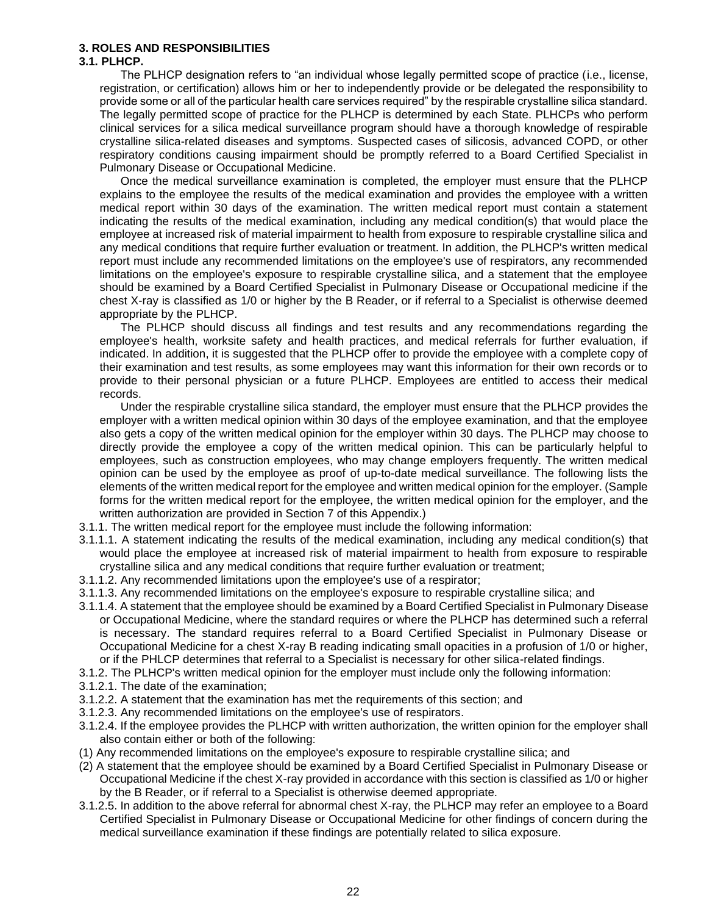## 3. ROLES AND RESPONSIBILITIES

### 3.1. PLHCP.

The PLHCP designation refers to "an individual whose legally permitted scope of practice (i.e., license, registration, or certification) allows him or her to independently provide or be delegated the responsibility to provide some or all of the particular health care services required" by the respirable crystalline silica standard. The legally permitted scope of practice for the PLHCP is determined by each State. PLHCPs who perform clinical services for a silica medical surveillance program should have a thorough knowledge of respirable crystalline silica-related diseases and symptoms. Suspected cases of silicosis, advanced COPD, or other respiratory conditions causing impairment should be promptly referred to a Board Certified Specialist in Pulmonary Disease or Occupational Medicine.

Once the medical surveillance examination is completed, the employer must ensure that the PLHCP explains to the employee the results of the medical examination and provides the employee with a written medical report within 30 days of the examination. The written medical report must contain a statement indicating the results of the medical examination, including any medical condition(s) that would place the employee at increased risk of material impairment to health from exposure to respirable crystalline silica and any medical conditions that require further evaluation or treatment. In addition, the PLHCP's written medical report must include any recommended limitations on the employee's use of respirators, any recommended limitations on the employee's exposure to respirable crystalline silica, and a statement that the employee should be examined by a Board Certified Specialist in Pulmonary Disease or Occupational medicine if the chest X-ray is classified as 1/0 or higher by the B Reader, or if referral to a Specialist is otherwise deemed appropriate by the PLHCP.

The PLHCP should discuss all findings and test results and any recommendations regarding the employee's health, worksite safety and health practices, and medical referrals for further evaluation, if indicated. In addition, it is suggested that the PLHCP offer to provide the employee with a complete copy of their examination and test results, as some employees may want this information for their own records or to provide to their personal physician or a future PLHCP. Employees are entitled to access their medical records.

Under the respirable crystalline silica standard, the employer must ensure that the PLHCP provides the employer with a written medical opinion within 30 days of the employee examination, and that the employee also gets a copy of the written medical opinion for the employer within 30 days. The PLHCP may choose to directly provide the employee a copy of the written medical opinion. This can be particularly helpful to employees, such as construction employees, who may change employers frequently. The written medical opinion can be used by the employee as proof of up-to-date medical surveillance. The following lists the elements of the written medical report for the employee and written medical opinion for the employer. (Sample forms for the written medical report for the employee, the written medical opinion for the employer, and the written authorization are provided in Section 7 of this Appendix.)

3.1.1. The written medical report for the employee must include the following information:

3.1.1.1. A statement indicating the results of the medical examination, including any medical condition(s) that would place the employee at increased risk of material impairment to health from exposure to respirable crystalline silica and any medical conditions that require further evaluation or treatment;

3.1.1.2. Any recommended limitations upon the employee's use of a respirator;

3.1.1.3. Any recommended limitations on the employee's exposure to respirable crystalline silica; and

3.1.1.4. A statement that the employee should be examined by a Board Certified Specialist in Pulmonary Disease or Occupational Medicine, where the standard requires or where the PLHCP has determined such a referral is necessary. The standard requires referral to a Board Certified Specialist in Pulmonary Disease or Occupational Medicine for a chest X-ray B reading indicating small opacities in a profusion of 1/0 or higher, or if the PHLCP determines that referral to a Specialist is necessary for other silica-related findings.

3.1.2. The PLHCP's written medical opinion for the employer must include only the following information:

3.1.2.1. The date of the examination;

3.1.2.2. A statement that the examination has met the requirements of this section; and

3.1.2.3. Any recommended limitations on the employee's use of respirators.

3.1.2.4. If the employee provides the PLHCP with written authorization, the written opinion for the employer shall also contain either or both of the following:

(1) Any recommended limitations on the employee's exposure to respirable crystalline silica; and

(2) A statement that the employee should be examined by a Board Certified Specialist in Pulmonary Disease or Occupational Medicine if the chest X-ray provided in accordance with this section is classified as 1/0 or higher by the B Reader, or if referral to a Specialist is otherwise deemed appropriate.

3.1.2.5. In addition to the above referral for abnormal chest X-ray, the PLHCP may refer an employee to a Board Certified Specialist in Pulmonary Disease or Occupational Medicine for other findings of concern during the medical surveillance examination if these findings are potentially related to silica exposure.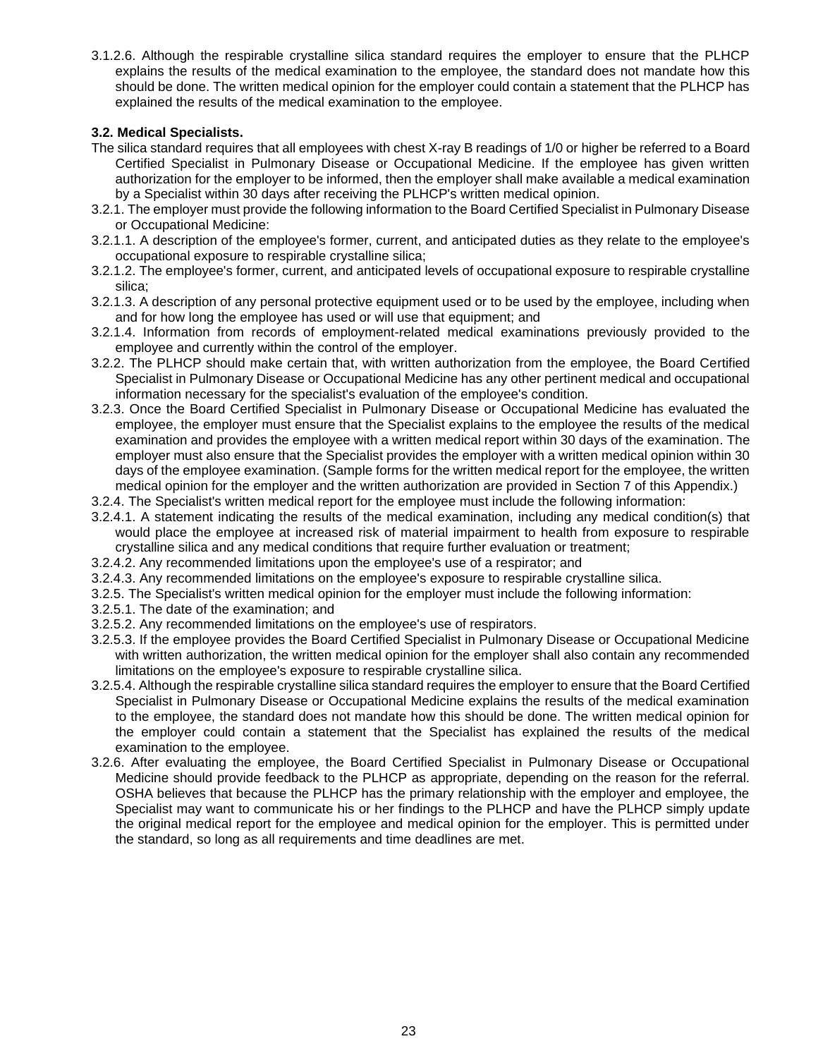3.1.2.6. Although the respirable crystalline silica standard requires the employer to ensure that the PLHCP explains the results of the medical examination to the employee, the standard does not mandate how this should be done. The written medical opinion for the employer could contain a statement that the PLHCP has explained the results of the medical examination to the employee.

**3.2. Medical Specialists.**

The silica standard requires that all employees with chest X-ray B readings of 1/0 or higher be referred to a Board Certified Specialist in Pulmonary Disease or Occupational Medicine. If the employee has given written authorization for the employer to be informed, then the employer shall make available a medical examination by a Specialist within 30 days after receiving the PLHCP's written medical opinion.

3.2.1. The employer must provide the following information to the Board Certified Specialist in Pulmonary Disease or Occupational Medicine:

3.2.1.1. A description of the employee's former, current, and anticipated duties as they relate to the employee's occupational exposure to respirable crystalline silica;

3.2.1.2. The employee's former, current, and anticipated levels of occupational exposure to respirable crystalline silica;

3.2.1.3. A description of any personal protective equipment used or to be used by the employee, including when and for how long the employee has used or will use that equipment; and

3.2.1.4. Information from records of employment-related medical examinations previously provided to the employee and currently within the control of the employer.

3.2.2. The PLHCP should make certain that, with written authorization from the employee, the Board Certified Specialist in Pulmonary Disease or Occupational Medicine has any other pertinent medical and occupational information necessary for the specialist's evaluation of the employee's condition.

3.2.3. Once the Board Certified Specialist in Pulmonary Disease or Occupational Medicine has evaluated the employee, the employer must ensure that the Specialist explains to the employee the results of the medical examination and provides the employee with a written medical report within 30 days of the examination. The employer must also ensure that the Specialist provides the employer with a written medical opinion within 30 days of the employee examination. (Sample forms for the written medical report for the employee, the written medical opinion for the employer and the written authorization are provided in Section 7 of this Appendix.)

3.2.4. The Specialist's written medical report for the employee must include the following information:

3.2.4.1. A statement indicating the results of the medical examination, including any medical condition(s) that would place the employee at increased risk of material impairment to health from exposure to respirable crystalline silica and any medical conditions that require further evaluation or treatment;

3.2.4.2. Any recommended limitations upon the employee's use of a respirator; and

3.2.4.3. Any recommended limitations on the employee's exposure to respirable crystalline silica.

3.2.5. The Specialist's written medical opinion for the employer must include the following information:

3.2.5.1. The date of the examination; and

3.2.5.2. Any recommended limitations on the employee's use of respirators.

3.2.5.3. If the employee provides the Board Certified Specialist in Pulmonary Disease or Occupational Medicine with written authorization, the written medical opinion for the employer shall also contain any recommended limitations on the employee's exposure to respirable crystalline silica.

3.2.5.4. Although the respirable crystalline silica standard requires the employer to ensure that the Board Certified Specialist in Pulmonary Disease or Occupational Medicine explains the results of the medical examination to the employee, the standard does not mandate how this should be done. The written medical opinion for the employer could contain a statement that the Specialist has explained the results of the medical examination to the employee.

3.2.6. After evaluating the employee, the Board Certified Specialist in Pulmonary Disease or Occupational Medicine should provide feedback to the PLHCP as appropriate, depending on the reason for the referral. OSHA believes that because the PLHCP has the primary relationship with the employer and employee, the Specialist may want to communicate his or her findings to the PLHCP and have the PLHCP simply update the original medical report for the employee and medical opinion for the employer. This is permitted under the standard, so long as all requirements and time deadlines are met.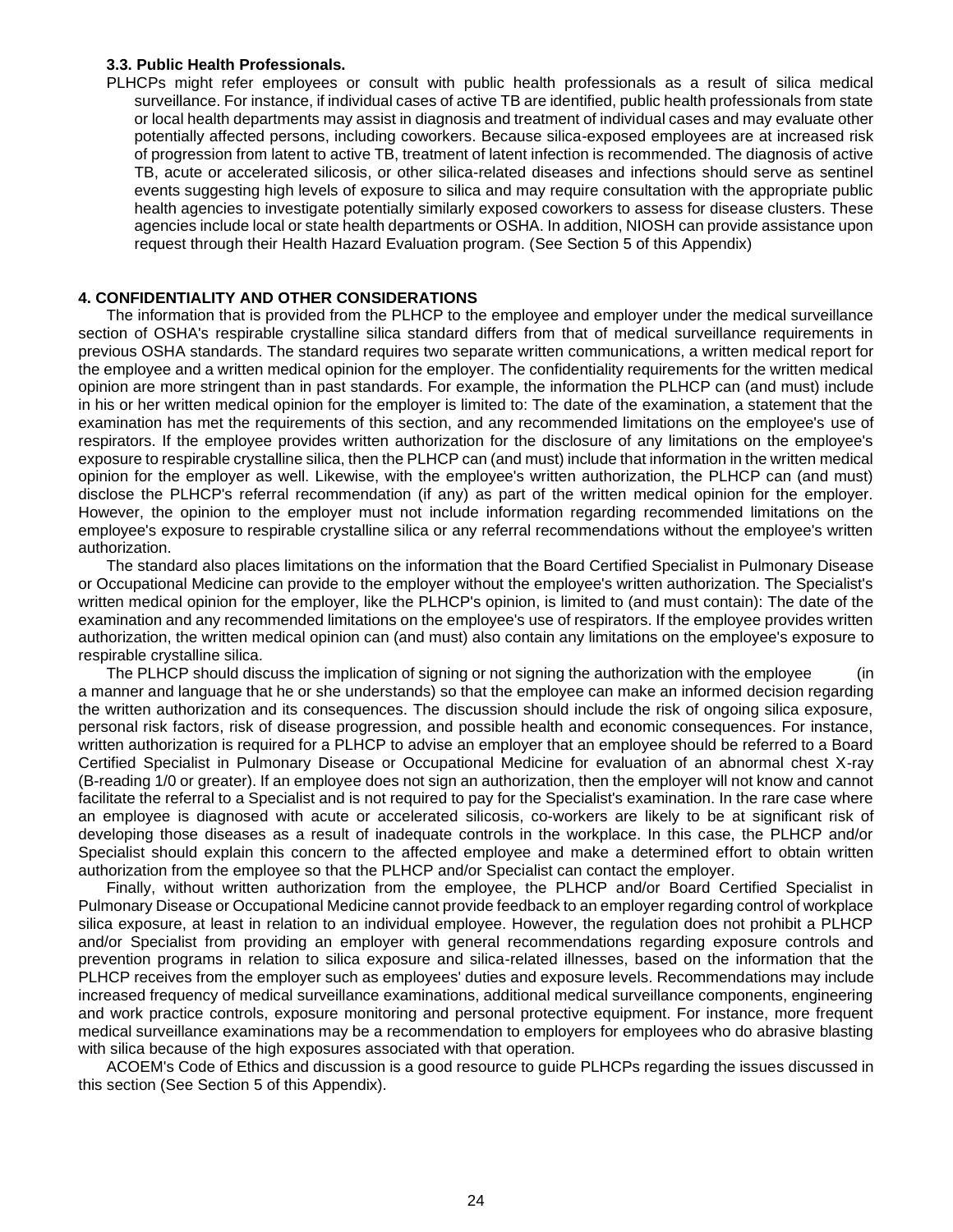### 3.3. Public Health Professionals.

PLHCPs might refer employees or consult with public health professionals as a result of silica medical surveillance. For instance, if individual cases of active TB are identified, public health professionals from state or local health departments may assist in diagnosis and treatment of individual cases and may evaluate other potentially affected persons, including coworkers. Because silica-exposed employees are at increased risk of progression from latent to active TB, treatment of latent infection is recommended. The diagnosis of active TB, acute or accelerated silicosis, or other silica-related diseases and infections should serve as sentinel events suggesting high levels of exposure to silica and may require consultation with the appropriate public health agencies to investigate potentially similarly exposed coworkers to assess for disease clusters. These agencies include local or state health departments or OSHA. In addition, NIOSH can provide assistance upon request through their Health Hazard Evaluation program. (See Section 5 of this Appendix)

## 4. CONFIDENTIALITY AND OTHER CONSIDERATIONS

The information that is provided from the PLHCP to the employee and employer under the medical surveillance section of OSHA's respirable crystalline silica standard differs from that of medical surveillance requirements in previous OSHA standards. The standard requires two separate written communications, a written medical report for the employee and a written medical opinion for the employer. The confidentiality requirements for the written medical opinion are more stringent than in past standards. For example, the information the PLHCP can (and must) include in his or her written medical opinion for the employer is limited to: The date of the examination, a statement that the examination has met the requirements of this section, and any recommended limitations on the employee's use of respirators. If the employee provides written authorization for the disclosure of any limitations on the employee's exposure to respirable crystalline silica, then the PLHCP can (and must) include that information in the written medical opinion for the employer as well. Likewise, with the employee's written authorization, the PLHCP can (and must) disclose the PLHCP's referral recommendation (if any) as part of the written medical opinion for the employer. However, the opinion to the employer must not include information regarding recommended limitations on the employee's exposure to respirable crystalline silica or any referral recommendations without the employee's written authorization.

The standard also places limitations on the information that the Board Certified Specialist in Pulmonary Disease or Occupational Medicine can provide to the employer without the employee's written authorization. The Specialist's written medical opinion for the employer, like the PLHCP's opinion, is limited to (and must contain): The date of the examination and any recommended limitations on the employee's use of respirators. If the employee provides written authorization, the written medical opinion can (and must) also contain any limitations on the employee's exposure to respirable crystalline silica.

The PLHCP should discuss the implication of signing or not signing the authorization with the employee (in a manner and language that he or she understands) so that the employee can make an informed decision regarding the written authorization and its consequences. The discussion should include the risk of ongoing silica exposure, personal risk factors, risk of disease progression, and possible health and economic consequences. For instance, written authorization is required for a PLHCP to advise an employer that an employee should be referred to a Board Certified Specialist in Pulmonary Disease or Occupational Medicine for evaluation of an abnormal chest X-ray (B-reading 1/0 or greater). If an employee does not sign an authorization, then the employer will not know and cannot facilitate the referral to a Specialist and is not required to pay for the Specialist's examination. In the rare case where an employee is diagnosed with acute or accelerated silicosis, co-workers are likely to be at significant risk of developing those diseases as a result of inadequate controls in the workplace. In this case, the PLHCP and/or Specialist should explain this concern to the affected employee and make a determined effort to obtain written authorization from the employee so that the PLHCP and/or Specialist can contact the employer.

Finally, without written authorization from the employee, the PLHCP and/or Board Certified Specialist in Pulmonary Disease or Occupational Medicine cannot provide feedback to an employer regarding control of workplace silica exposure, at least in relation to an individual employee. However, the regulation does not prohibit a PLHCP and/or Specialist from providing an employer with general recommendations regarding exposure controls and prevention programs in relation to silica exposure and silica-related illnesses, based on the information that the PLHCP receives from the employer such as employees' duties and exposure levels. Recommendations may include increased frequency of medical surveillance examinations, additional medical surveillance components, engineering and work practice controls, exposure monitoring and personal protective equipment. For instance, more frequent medical surveillance examinations may be a recommendation to employers for employees who do abrasive blasting with silica because of the high exposures associated with that operation.

ACOEM's Code of Ethics and discussion is a good resource to guide PLHCPs regarding the issues discussed in this section (See Section 5 of this Appendix).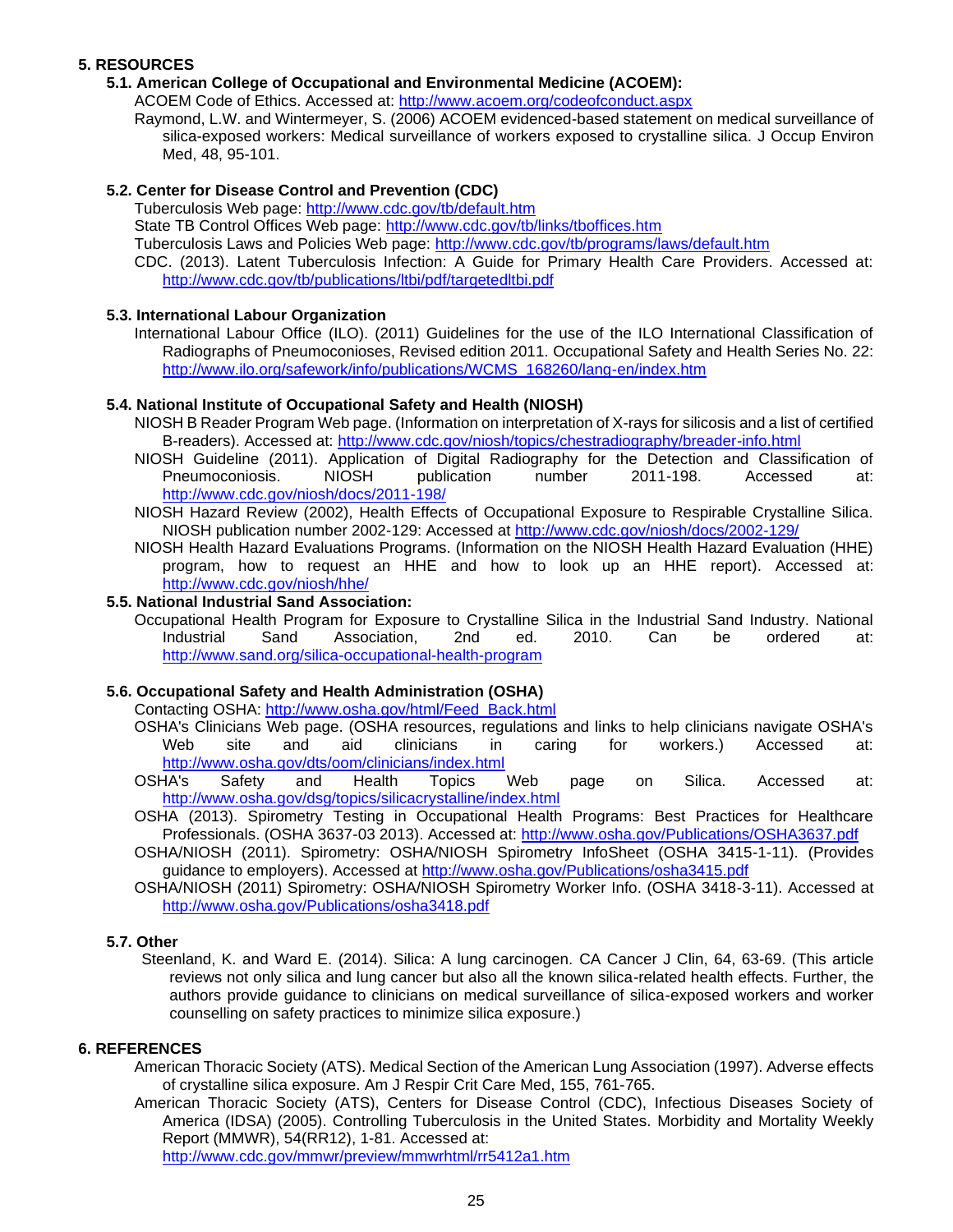## 5. RESOURCES

### 5.1. American College of Occupational and Environmental Medicine (ACOEM):

ACOEM Code of Ethics. Accessed at: http://www.acoem.org/codeofconduct.aspx

Raymond, L.W. and Wintermeyer, S. (2006) ACOEM evidenced-based statement on medical surveillance of silica-exposed workers: Medical surveillance of workers exposed to crystalline silica. J Occup Environ Med, 48, 95-101.

### 5.2. Center for Disease Control and Prevention (CDC)

Tuberculosis Web page: http://www.cdc.gov/tb/default.htm

State TB Control Offices Web page: http://www.cdc.gov/tb/links/tboffices.htm

Tuberculosis Laws and Policies Web page: http://www.cdc.gov/tb/programs/laws/default.htm

CDC. (2013). Latent Tuberculosis Infection: A Guide for Primary Health Care Providers. Accessed at: http://www.cdc.gov/tb/publications/ltbi/pdf/targetedltbi.pdf

### 5.3. International Labour Organization

International Labour Office (ILO). (2011) Guidelines for the use of the ILO International Classification of Radiographs of Pneumoconioses, Revised edition 2011. Occupational Safety and Health Series No. 22: http://www.ilo.org/safework/info/publications/WCMS_168260/lang-en/index.htm

### 5.4. National Institute of Occupational Safety and Health (NIOSH)

NIOSH B Reader Program Web page. (Information on interpretation of X-rays for silicosis and a list of certified B-readers). Accessed at: http://www.cdc.gov/niosh/topics/chestradiography/breader-info.html

NIOSH Guideline (2011). Application of Digital Radiography for the Detection and Classification of Pneumoconiosis. NIOSH publication number 2011-198. Accessed at: http://www.cdc.gov/niosh/docs/2011-198/

NIOSH Hazard Review (2002), Health Effects of Occupational Exposure to Respirable Crystalline Silica. NIOSH publication number 2002-129: Accessed at http://www.cdc.gov/niosh/docs/2002-129/

NIOSH Health Hazard Evaluations Programs. (Information on the NIOSH Health Hazard Evaluation (HHE) program, how to request an HHE and how to look up an HHE report). Accessed at: http://www.cdc.gov/niosh/hhe/

### 5.5. National Industrial Sand Association:

Occupational Health Program for Exposure to Crystalline Silica in the Industrial Sand Industry. National Industrial Sand Association, 2nd ed. 2010. Can be ordered at: http://www.sand.org/silica-occupational-health-program

### 5.6. Occupational Safety and Health Administration (OSHA)

Contacting OSHA: http://www.osha.gov/html/Feed_Back.html

OSHA's Clinicians Web page. (OSHA resources, regulations and links to help clinicians navigate OSHA's Web site and aid clinicians in caring for workers.) Accessed at: http://www.osha.gov/dts/oom/clinicians/index.html

OSHA's Safety and Health Topics Web page on Silica. Accessed at: http://www.osha.gov/dsg/topics/silicacrystalline/index.html

OSHA (2013). Spirometry Testing in Occupational Health Programs: Best Practices for Healthcare Professionals. (OSHA 3637-03 2013). Accessed at: http://www.osha.gov/Publications/OSHA3637.pdf

OSHA/NIOSH (2011). Spirometry: OSHA/NIOSH Spirometry InfoSheet (OSHA 3415-1-11). (Provides guidance to employers). Accessed at http://www.osha.gov/Publications/osha3415.pdf

OSHA/NIOSH (2011) Spirometry: OSHA/NIOSH Spirometry Worker Info. (OSHA 3418-3-11). Accessed at http://www.osha.gov/Publications/osha3418.pdf

### 5.7. Other

Steenland, K. and Ward E. (2014). Silica: A lung carcinogen. CA Cancer J Clin, 64, 63-69. (This article reviews not only silica and lung cancer but also all the known silica-related health effects. Further, the authors provide guidance to clinicians on medical surveillance of silica-exposed workers and worker counselling on safety practices to minimize silica exposure.)

## 6. REFERENCES

American Thoracic Society (ATS). Medical Section of the American Lung Association (1997). Adverse effects of crystalline silica exposure. Am J Respir Crit Care Med, 155, 761-765.

American Thoracic Society (ATS), Centers for Disease Control (CDC), Infectious Diseases Society of America (IDSA) (2005). Controlling Tuberculosis in the United States. Morbidity and Mortality Weekly Report (MMWR), 54(RR12), 1-81. Accessed at: http://www.cdc.gov/mmwr/preview/mmwrhtml/rr5412a1.htm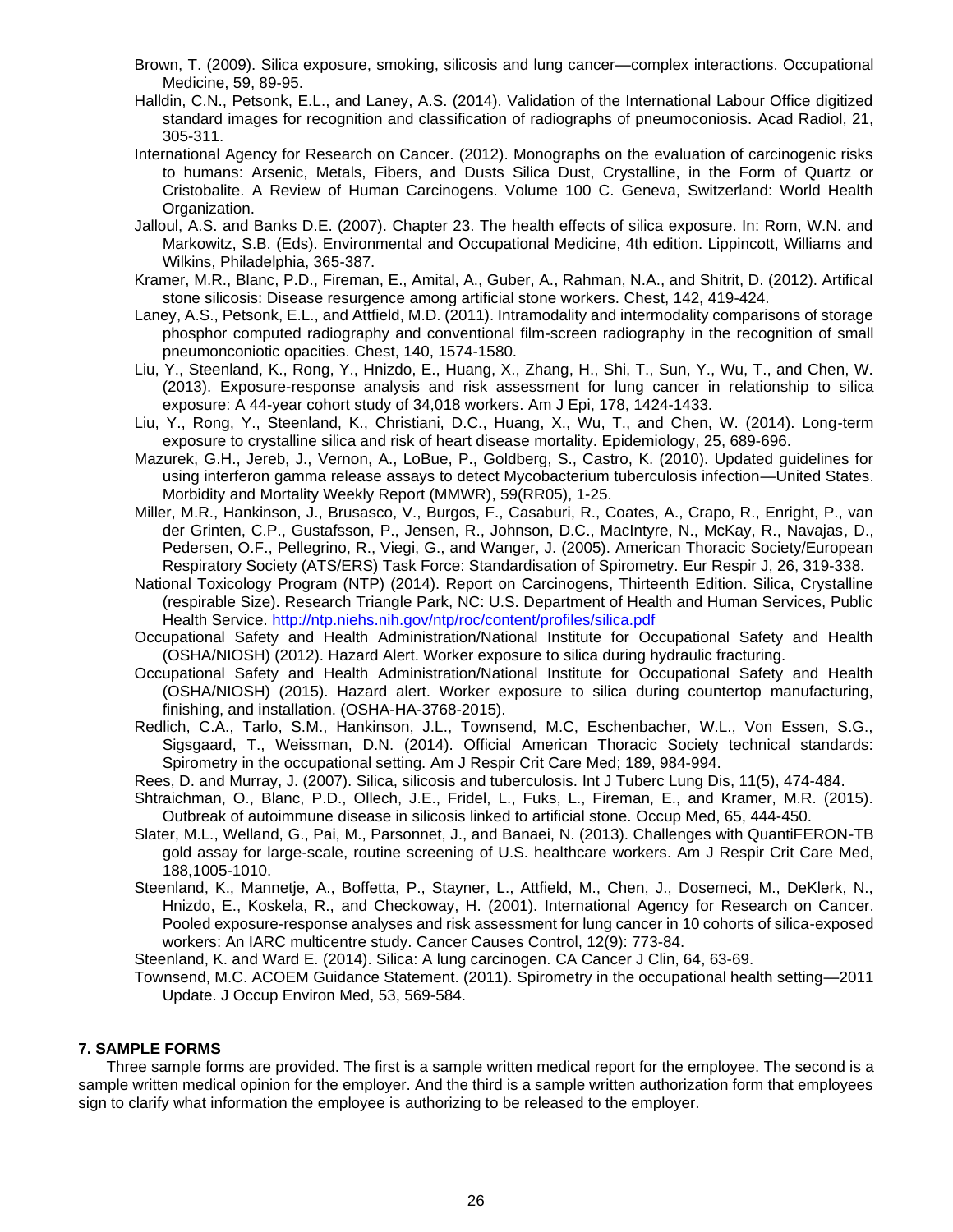Brown, T. (2009). Silica exposure, smoking, silicosis and lung cancer—complex interactions. Occupational Medicine, 59, 89-95.

Halldin, C.N., Petsonk, E.L., and Laney, A.S. (2014). Validation of the International Labour Office digitized standard images for recognition and classification of radiographs of pneumoconiosis. Acad Radiol, 21, 305-311.

International Agency for Research on Cancer. (2012). Monographs on the evaluation of carcinogenic risks to humans: Arsenic, Metals, Fibers, and Dusts Silica Dust, Crystalline, in the Form of Quartz or Cristobalite. A Review of Human Carcinogens. Volume 100 C. Geneva, Switzerland: World Health Organization.

Jalloul, A.S. and Banks D.E. (2007). Chapter 23. The health effects of silica exposure. In: Rom, W.N. and Markowitz, S.B. (Eds). Environmental and Occupational Medicine, 4th edition. Lippincott, Williams and Wilkins, Philadelphia, 365-387.

Kramer, M.R., Blanc, P.D., Fireman, E., Amital, A., Guber, A., Rahman, N.A., and Shitrit, D. (2012). Artifical stone silicosis: Disease resurgence among artificial stone workers. Chest, 142, 419-424.

Laney, A.S., Petsonk, E.L., and Attfield, M.D. (2011). Intramodality and intermodality comparisons of storage phosphor computed radiography and conventional film-screen radiography in the recognition of small pneumonconiotic opacities. Chest, 140, 1574-1580.

Liu, Y., Steenland, K., Rong, Y., Hnizdo, E., Huang, X., Zhang, H., Shi, T., Sun, Y., Wu, T., and Chen, W. (2013). Exposure-response analysis and risk assessment for lung cancer in relationship to silica exposure: A 44-year cohort study of 34,018 workers. Am J Epi, 178, 1424-1433.

Liu, Y., Rong, Y., Steenland, K., Christiani, D.C., Huang, X., Wu, T., and Chen, W. (2014). Long-term exposure to crystalline silica and risk of heart disease mortality. Epidemiology, 25, 689-696.

Mazurek, G.H., Jereb, J., Vernon, A., LoBue, P., Goldberg, S., Castro, K. (2010). Updated guidelines for using interferon gamma release assays to detect Mycobacterium tuberculosis infection—United States. Morbidity and Mortality Weekly Report (MMWR), 59(RR05), 1-25.

Miller, M.R., Hankinson, J., Brusasco, V., Burgos, F., Casaburi, R., Coates, A., Crapo, R., Enright, P., van der Grinten, C.P., Gustafsson, P., Jensen, R., Johnson, D.C., MacIntyre, N., McKay, R., Navajas, D., Pedersen, O.F., Pellegrino, R., Viegi, G., and Wanger, J. (2005). American Thoracic Society/European Respiratory Society (ATS/ERS) Task Force: Standardisation of Spirometry. Eur Respir J, 26, 319-338.

National Toxicology Program (NTP) (2014). Report on Carcinogens, Thirteenth Edition. Silica, Crystalline (respirable Size). Research Triangle Park, NC: U.S. Department of Health and Human Services, Public Health Service. http://ntp.niehs.nih.gov/ntp/roc/content/profiles/silica.pdf

Occupational Safety and Health Administration/National Institute for Occupational Safety and Health (OSHA/NIOSH) (2012). Hazard Alert. Worker exposure to silica during hydraulic fracturing.

Occupational Safety and Health Administration/National Institute for Occupational Safety and Health (OSHA/NIOSH) (2015). Hazard alert. Worker exposure to silica during countertop manufacturing, finishing, and installation. (OSHA-HA-3768-2015).

Redlich, C.A., Tarlo, S.M., Hankinson, J.L., Townsend, M.C, Eschenbacher, W.L., Von Essen, S.G., Sigsgaard, T., Weissman, D.N. (2014). Official American Thoracic Society technical standards: Spirometry in the occupational setting. Am J Respir Crit Care Med; 189, 984-994.

Rees, D. and Murray, J. (2007). Silica, silicosis and tuberculosis. Int J Tuberc Lung Dis, 11(5), 474-484.

Shtraichman, O., Blanc, P.D., Ollech, J.E., Fridel, L., Fuks, L., Fireman, E., and Kramer, M.R. (2015). Outbreak of autoimmune disease in silicosis linked to artificial stone. Occup Med, 65, 444-450.

Slater, M.L., Welland, G., Pai, M., Parsonnet, J., and Banaei, N. (2013). Challenges with QuantiFERON-TB gold assay for large-scale, routine screening of U.S. healthcare workers. Am J Respir Crit Care Med, 188,1005-1010.

Steenland, K., Mannetje, A., Boffetta, P., Stayner, L., Attfield, M., Chen, J., Dosemeci, M., DeKlerk, N., Hnizdo, E., Koskela, R., and Checkoway, H. (2001). International Agency for Research on Cancer. Pooled exposure-response analyses and risk assessment for lung cancer in 10 cohorts of silica-exposed workers: An IARC multicentre study. Cancer Causes Control, 12(9): 773-84.

Steenland, K. and Ward E. (2014). Silica: A lung carcinogen. CA Cancer J Clin, 64, 63-69.

Townsend, M.C. ACOEM Guidance Statement. (2011). Spirometry in the occupational health setting—2011 Update. J Occup Environ Med, 53, 569-584.

## 7. SAMPLE FORMS

Three sample forms are provided. The first is a sample written medical report for the employee. The second is a sample written medical opinion for the employer. And the third is a sample written authorization form that employees sign to clarify what information the employee is authorizing to be released to the employer.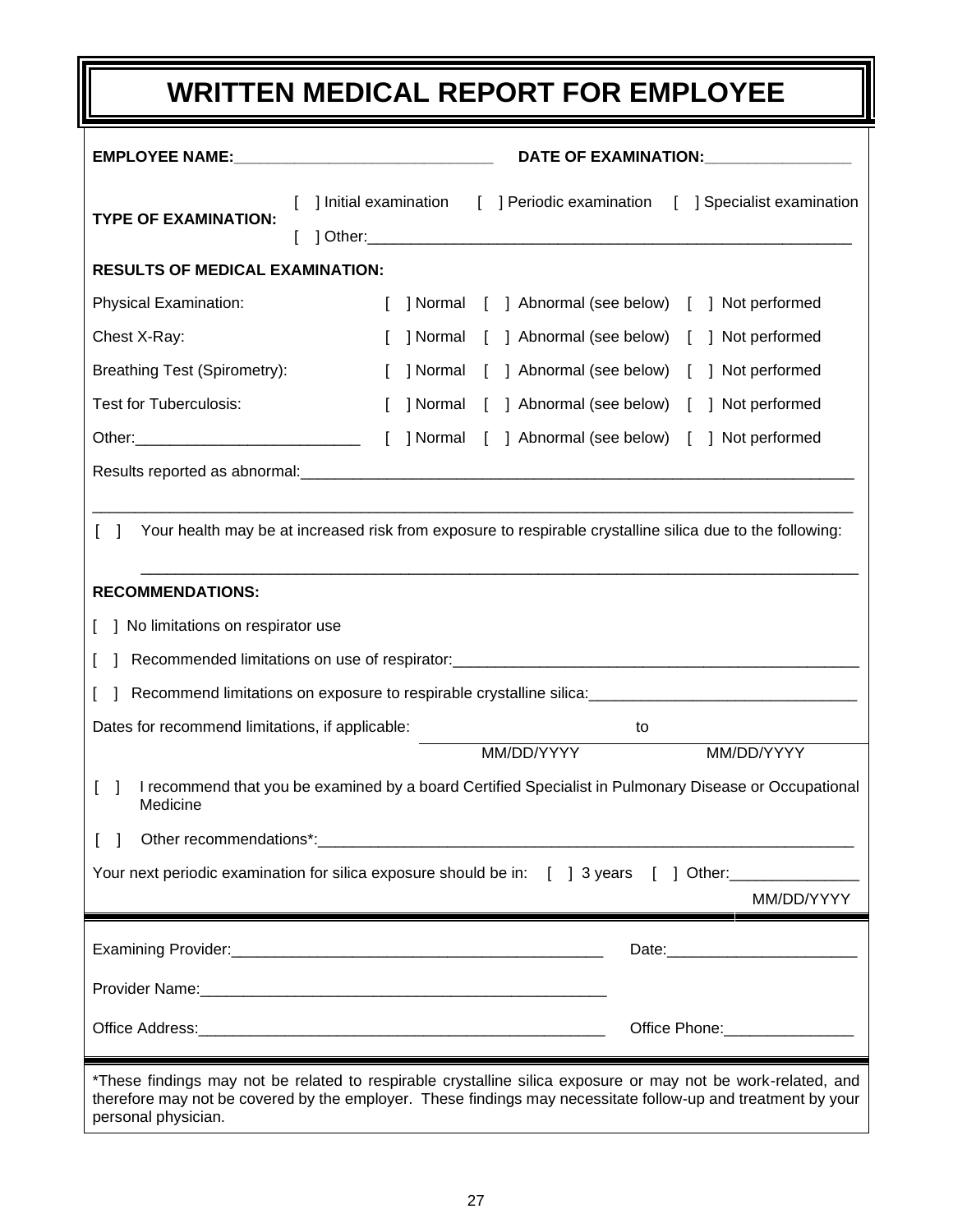# WRITTEN MEDICAL REPORT FOR EMPLOYEE

**EMPLOYEE NAME:**______________________________ **DATE OF EXAMINATION:**_________________

**TYPE OF EXAMINATION:** [ ] Initial examination [ ] Periodic examination [ ] Specialist examination
[ ] Other:__________________________________________________________

**RESULTS OF MEDICAL EXAMINATION:**

| | | | |
|---|---|---|---|
| Physical Examination: | [ ] Normal | [ ] Abnormal (see below) | [ ] Not performed |
| Chest X-Ray: | [ ] Normal | [ ] Abnormal (see below) | [ ] Not performed |
| Breathing Test (Spirometry): | [ ] Normal | [ ] Abnormal (see below) | [ ] Not performed |
| Test for Tuberculosis: | [ ] Normal | [ ] Abnormal (see below) | [ ] Not performed |
| Other:__________________________ | [ ] Normal | [ ] Abnormal (see below) | [ ] Not performed |

Results reported as abnormal:_________________________________________________________________

______________________________________________________________________________________

[ ] Your health may be at increased risk from exposure to respirable crystalline silica due to the following:

______________________________________________________________________________________

**RECOMMENDATIONS:**

[ ] No limitations on respirator use

[ ] Recommended limitations on use of respirator:_________________________________________________

[ ] Recommend limitations on exposure to respirable crystalline silica:_______________________________

Dates for recommend limitations, if applicable: ______________ to ______________
MM/DD/YYYY MM/DD/YYYY

[ ] I recommend that you be examined by a board Certified Specialist in Pulmonary Disease or Occupational Medicine

[ ] Other recommendations*:___________________________________________________________________

Your next periodic examination for silica exposure should be in: [ ] 3 years [ ] Other:_______________
MM/DD/YYYY

Examining Provider:_____________________________________________ Date:______________________

Provider Name:_________________________________________________

Office Address:________________________________________________ Office Phone:_______________

*These findings may not be related to respirable crystalline silica exposure or may not be work-related, and therefore may not be covered by the employer. These findings may necessitate follow-up and treatment by your personal physician.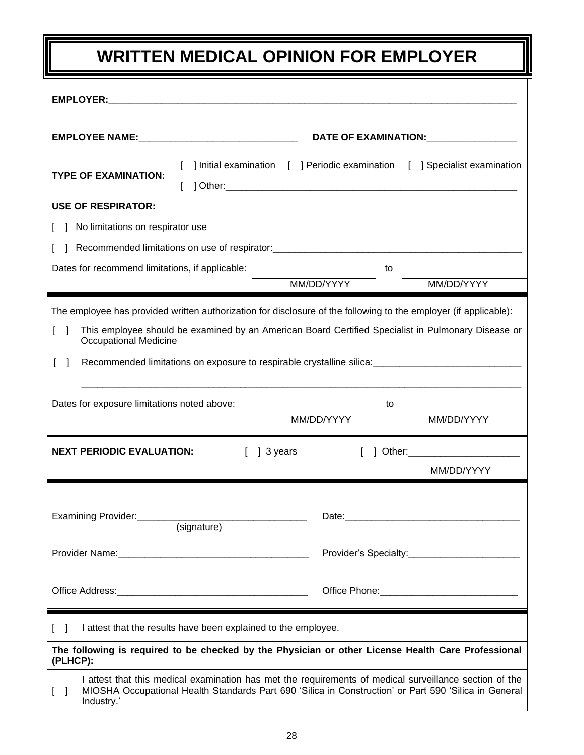# WRITTEN MEDICAL OPINION FOR EMPLOYER

**EMPLOYER:**\_\_\_\_\_\_\_\_\_\_\_\_\_\_\_\_\_\_\_\_\_\_\_\_\_\_\_\_\_\_\_\_\_\_\_\_\_\_\_\_\_\_\_\_\_\_\_\_\_\_\_\_\_\_\_\_\_\_\_\_\_\_\_\_\_\_\_\_\_\_\_\_\_\_\_

**EMPLOYEE NAME:**\_\_\_\_\_\_\_\_\_\_\_\_\_\_\_\_\_\_\_\_\_\_\_\_\_\_\_\_\_\_ **DATE OF EXAMINATION:**\_\_\_\_\_\_\_\_\_\_\_\_\_\_\_\_\_

**TYPE OF EXAMINATION:**
[ ] Initial examination [ ] Periodic examination [ ] Specialist examination
[ ] Other:\_\_\_\_\_\_\_\_\_\_\_\_\_\_\_\_\_\_\_\_\_\_\_\_\_\_\_\_\_\_\_\_\_\_\_\_\_\_\_\_\_\_\_\_\_\_\_\_\_\_\_\_\_\_\_\_\_

**USE OF RESPIRATOR:**

[ ] No limitations on respirator use

[ ] Recommended limitations on use of respirator:\_\_\_\_\_\_\_\_\_\_\_\_\_\_\_\_\_\_\_\_\_\_\_\_\_\_\_\_\_\_\_\_\_\_\_\_\_\_\_\_\_\_\_\_\_\_\_\_

Dates for recommend limitations, if applicable: \_\_\_\_\_\_\_\_\_\_\_\_\_\_\_\_\_\_\_\_ to \_\_\_\_\_\_\_\_\_\_\_\_\_\_\_\_\_\_\_\_
MM/DD/YYYY MM/DD/YYYY

---

The employee has provided written authorization for disclosure of the following to the employer (if applicable):

[ ] This employee should be examined by an American Board Certified Specialist in Pulmonary Disease or Occupational Medicine

[ ] Recommended limitations on exposure to respirable crystalline silica:\_\_\_\_\_\_\_\_\_\_\_\_\_\_\_\_\_\_\_\_\_\_\_\_\_\_\_\_

\_\_\_\_\_\_\_\_\_\_\_\_\_\_\_\_\_\_\_\_\_\_\_\_\_\_\_\_\_\_\_\_\_\_\_\_\_\_\_\_\_\_\_\_\_\_\_\_\_\_\_\_\_\_\_\_\_\_\_\_\_\_\_\_\_\_\_\_\_\_\_\_\_\_\_\_\_\_\_\_\_\_\_\_

Dates for exposure limitations noted above: \_\_\_\_\_\_\_\_\_\_\_\_\_\_\_\_\_\_\_\_ to \_\_\_\_\_\_\_\_\_\_\_\_\_\_\_\_\_\_\_\_
MM/DD/YYYY MM/DD/YYYY

---

**NEXT PERIODIC EVALUATION:** [ ] 3 years [ ] Other:\_\_\_\_\_\_\_\_\_\_\_\_\_\_\_\_\_\_\_\_\_
MM/DD/YYYY

---

Examining Provider:\_\_\_\_\_\_\_\_\_\_\_\_\_\_\_\_\_\_\_\_\_\_\_\_\_\_\_\_\_\_\_\_\_ Date:\_\_\_\_\_\_\_\_\_\_\_\_\_\_\_\_\_\_\_\_\_\_\_\_\_\_\_\_\_\_\_\_\_\_
(signature)

Provider Name:\_\_\_\_\_\_\_\_\_\_\_\_\_\_\_\_\_\_\_\_\_\_\_\_\_\_\_\_\_\_\_\_\_\_\_\_\_ Provider's Specialty:\_\_\_\_\_\_\_\_\_\_\_\_\_\_\_\_\_\_\_\_\_

Office Address:\_\_\_\_\_\_\_\_\_\_\_\_\_\_\_\_\_\_\_\_\_\_\_\_\_\_\_\_\_\_\_\_\_\_\_\_\_ Office Phone:\_\_\_\_\_\_\_\_\_\_\_\_\_\_\_\_\_\_\_\_\_\_\_\_\_\_

---

[ ] I attest that the results have been explained to the employee.

**The following is required to be checked by the Physician or other License Health Care Professional (PLHCP):**

[ ] I attest that this medical examination has met the requirements of medical surveillance section of the MIOSHA Occupational Health Standards Part 690 'Silica in Construction' or Part 590 'Silica in General Industry.'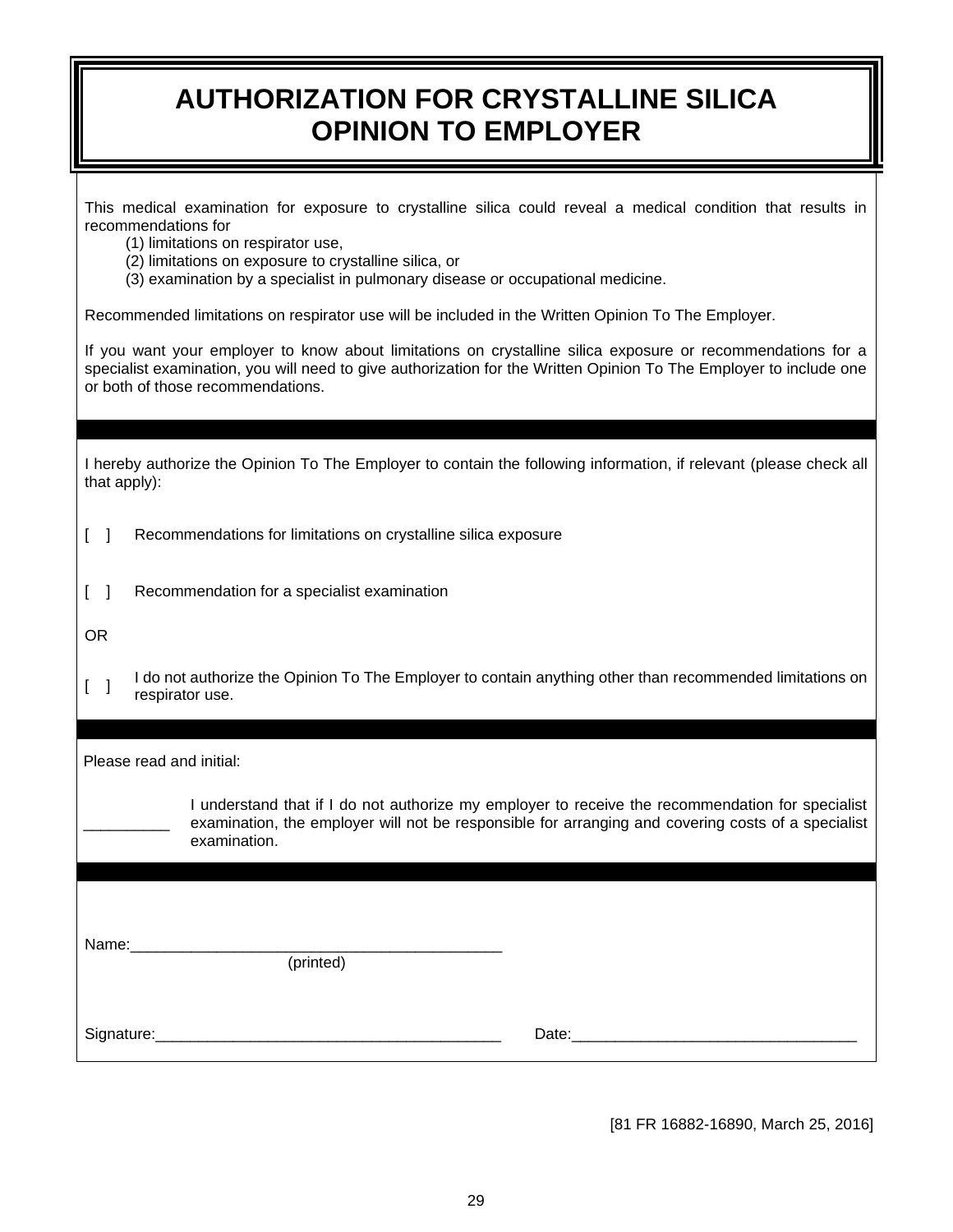# AUTHORIZATION FOR CRYSTALLINE SILICA OPINION TO EMPLOYER

This medical examination for exposure to crystalline silica could reveal a medical condition that results in recommendations for

(1) limitations on respirator use,
(2) limitations on exposure to crystalline silica, or
(3) examination by a specialist in pulmonary disease or occupational medicine.

Recommended limitations on respirator use will be included in the Written Opinion To The Employer.

If you want your employer to know about limitations on crystalline silica exposure or recommendations for a specialist examination, you will need to give authorization for the Written Opinion To The Employer to include one or both of those recommendations.

---

I hereby authorize the Opinion To The Employer to contain the following information, if relevant (please check all that apply):

[ ] Recommendations for limitations on crystalline silica exposure

[ ] Recommendation for a specialist examination

OR

[ ] I do not authorize the Opinion To The Employer to contain anything other than recommended limitations on respirator use.

---

Please read and initial:

__________ I understand that if I do not authorize my employer to receive the recommendation for specialist examination, the employer will not be responsible for arranging and covering costs of a specialist examination.

---

Name:____________________________________________
(printed)

Signature:________________________________________ Date:_________________________________

[81 FR 16882-16890, March 25, 2016]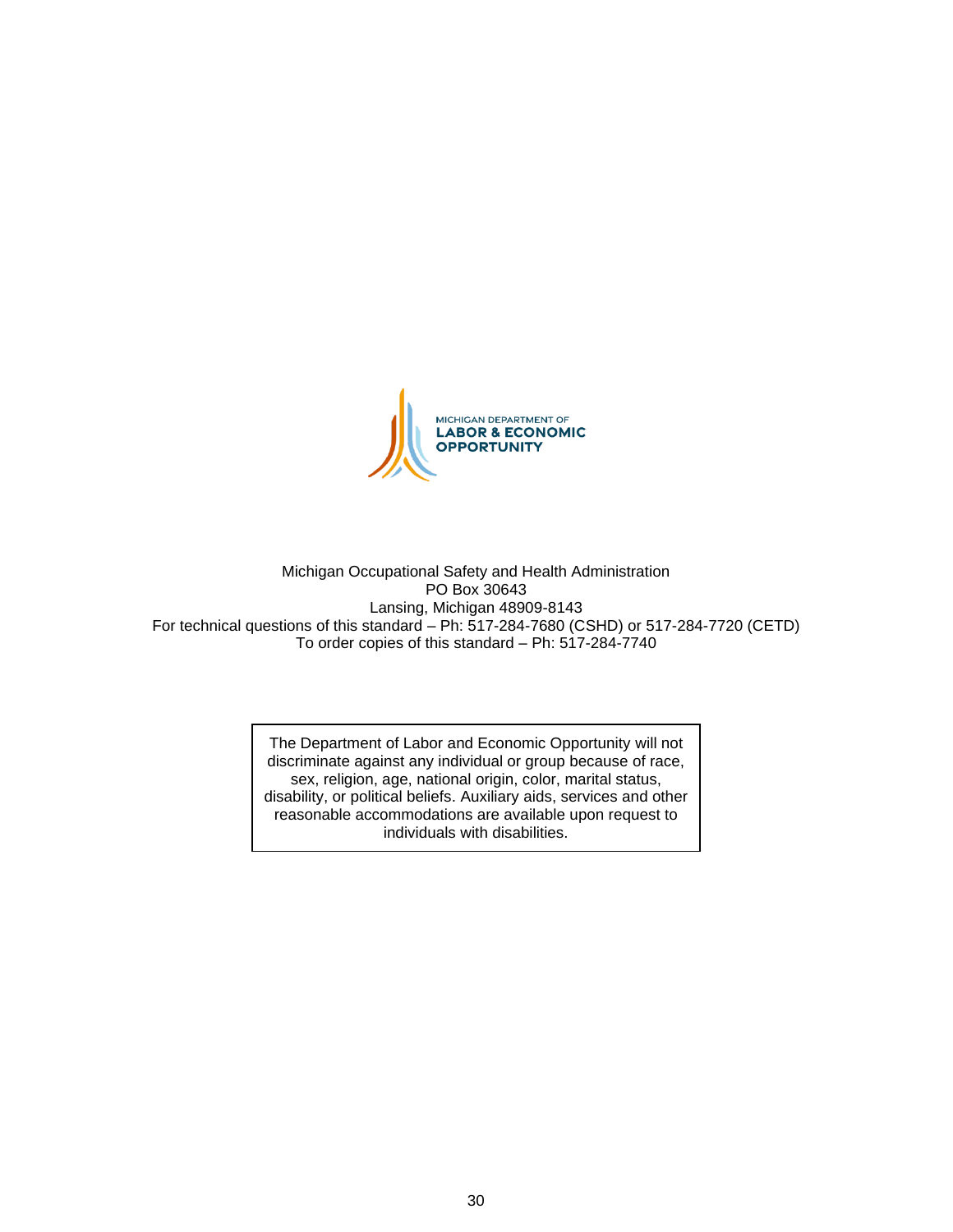MICHIGAN DEPARTMENT OF
LABOR & ECONOMIC
OPPORTUNITY

Michigan Occupational Safety and Health Administration
PO Box 30643
Lansing, Michigan 48909-8143
For technical questions of this standard – Ph: 517-284-7680 (CSHD) or 517-284-7720 (CETD)
To order copies of this standard – Ph: 517-284-7740

The Department of Labor and Economic Opportunity will not discriminate against any individual or group because of race, sex, religion, age, national origin, color, marital status, disability, or political beliefs. Auxiliary aids, services and other reasonable accommodations are available upon request to individuals with disabilities.